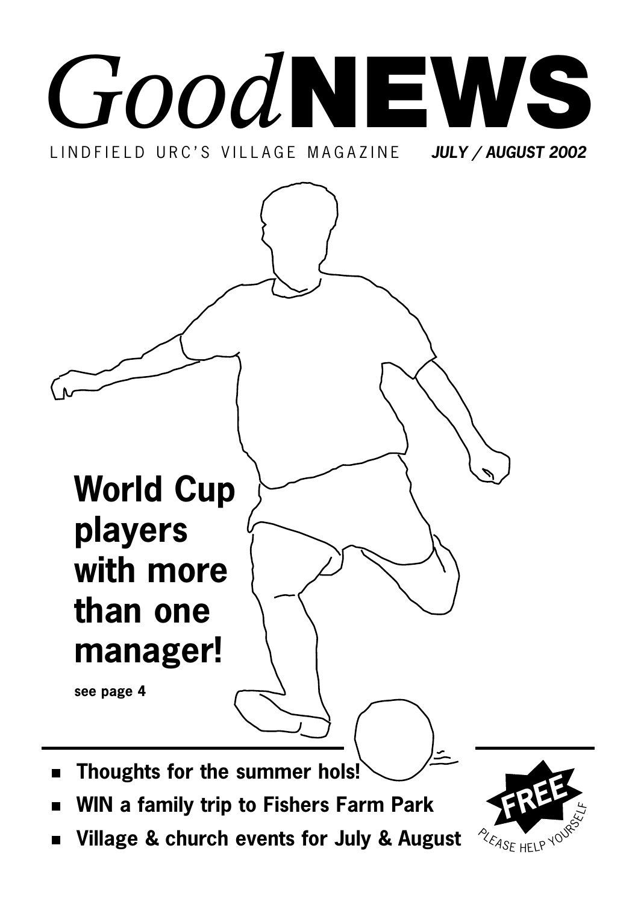# *Good* NEWS

LINDFIELD URC'S VILLAGE MAGAZINE ***JULY / AUGUST 2002***

## World Cup players with more than one manager!

**see page 4**

- **Thoughts for the summer hols!**
- **WIN a family trip to Fishers Farm Park**
- **Village & church events for July & August**

**FREE**

PLEASE HELP YOURSELF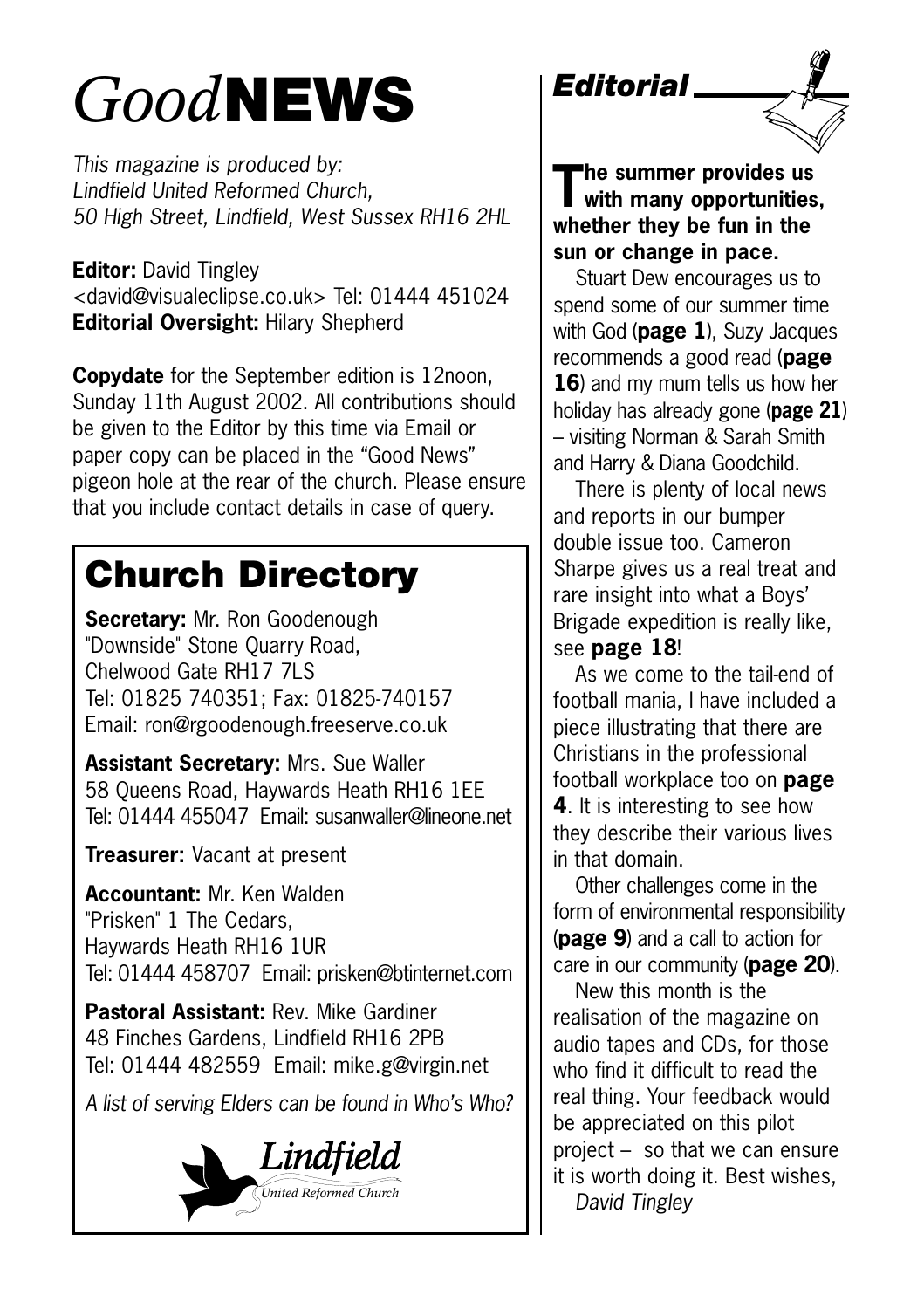# *Good* NEWS

*This magazine is produced by:*
*Lindfield United Reformed Church,*
*50 High Street, Lindfield, West Sussex RH16 2HL*

**Editor:** David Tingley
<david@visualeclipse.co.uk> Tel: 01444 451024
**Editorial Oversight:** Hilary Shepherd

**Copydate** for the September edition is 12noon, Sunday 11th August 2002. All contributions should be given to the Editor by this time via Email or paper copy can be placed in the "Good News" pigeon hole at the rear of the church. Please ensure that you include contact details in case of query.

## Church Directory

**Secretary:** Mr. Ron Goodenough
"Downside" Stone Quarry Road,
Chelwood Gate RH17 7LS
Tel: 01825 740351; Fax: 01825-740157
Email: ron@rgoodenough.freeserve.co.uk

**Assistant Secretary:** Mrs. Sue Waller
58 Queens Road, Haywards Heath RH16 1EE
Tel: 01444 455047 Email: susanwaller@lineone.net

**Treasurer:** Vacant at present

**Accountant:** Mr. Ken Walden
"Prisken" 1 The Cedars,
Haywards Heath RH16 1UR
Tel: 01444 458707 Email: prisken@btinternet.com

**Pastoral Assistant:** Rev. Mike Gardiner
48 Finches Gardens, Lindfield RH16 2PB
Tel: 01444 482559 Email: mike.g@virgin.net

*A list of serving Elders can be found in Who's Who?*

*Lindfield*
*United Reformed Church*

## *Editorial*

**The summer provides us with many opportunities, whether they be fun in the sun or change in pace.**

Stuart Dew encourages us to spend some of our summer time with God (**page 1**), Suzy Jacques recommends a good read (**page 16**) and my mum tells us how her holiday has already gone (**page 21**) – visiting Norman & Sarah Smith and Harry & Diana Goodchild.

There is plenty of local news and reports in our bumper double issue too. Cameron Sharpe gives us a real treat and rare insight into what a Boys' Brigade expedition is really like, see **page 18**!

As we come to the tail-end of football mania, I have included a piece illustrating that there are Christians in the professional football workplace too on **page 4**. It is interesting to see how they describe their various lives in that domain.

Other challenges come in the form of environmental responsibility (**page 9**) and a call to action for care in our community (**page 20**).

New this month is the realisation of the magazine on audio tapes and CDs, for those who find it difficult to read the real thing. Your feedback would be appreciated on this pilot project – so that we can ensure it is worth doing it. Best wishes,

*David Tingley*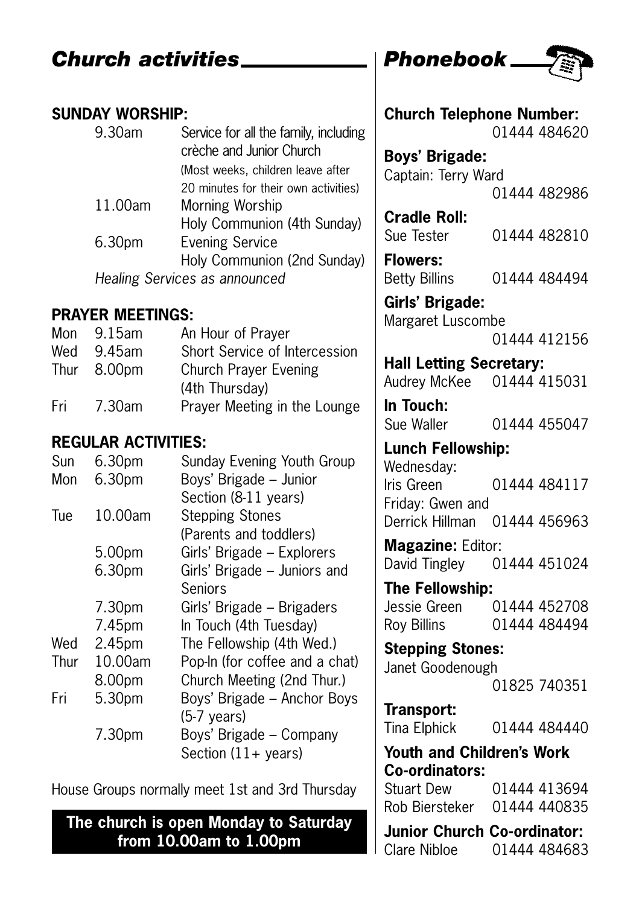## *Church activities*

**SUNDAY WORSHIP:**

| | |
|---|---|
| 9.30am | Service for all the family, including crèche and Junior Church (Most weeks, children leave after 20 minutes for their own activities) |
| 11.00am | Morning Worship<br>Holy Communion (4th Sunday) |
| 6.30pm | Evening Service<br>Holy Communion (2nd Sunday) |

*Healing Services as announced*

**PRAYER MEETINGS:**

| | | |
|---|---|---|
| Mon | 9.15am | An Hour of Prayer |
| Wed | 9.45am | Short Service of Intercession |
| Thur | 8.00pm | Church Prayer Evening (4th Thursday) |
| Fri | 7.30am | Prayer Meeting in the Lounge |

**REGULAR ACTIVITIES:**

| | | |
|---|---|---|
| Sun | 6.30pm | Sunday Evening Youth Group |
| Mon | 6.30pm | Boys' Brigade – Junior Section (8-11 years) |
| Tue | 10.00am | Stepping Stones (Parents and toddlers) |
| | 5.00pm | Girls' Brigade – Explorers |
| | 6.30pm | Girls' Brigade – Juniors and Seniors |
| | 7.30pm | Girls' Brigade – Brigaders |
| | 7.45pm | In Touch (4th Tuesday) |
| Wed | 2.45pm | The Fellowship (4th Wed.) |
| Thur | 10.00am | Pop-In (for coffee and a chat) |
| | 8.00pm | Church Meeting (2nd Thur.) |
| Fri | 5.30pm | Boys' Brigade – Anchor Boys (5-7 years) |
| | 7.30pm | Boys' Brigade – Company Section (11+ years) |

House Groups normally meet 1st and 3rd Thursday

**The church is open Monday to Saturday from 10.00am to 1.00pm**

## *Phonebook*

**Church Telephone Number:** 01444 484620

**Boys' Brigade:**
Captain: Terry Ward 01444 482986

**Cradle Roll:**
Sue Tester 01444 482810

**Flowers:**
Betty Billins 01444 484494

**Girls' Brigade:**
Margaret Luscombe 01444 412156

**Hall Letting Secretary:**
Audrey McKee 01444 415031

**In Touch:**
Sue Waller 01444 455047

**Lunch Fellowship:**
Wednesday:
Iris Green 01444 484117
Friday: Gwen and
Derrick Hillman 01444 456963

**Magazine:** Editor:
David Tingley 01444 451024

**The Fellowship:**
Jessie Green 01444 452708
Roy Billins 01444 484494

**Stepping Stones:**
Janet Goodenough 01825 740351

**Transport:**
Tina Elphick 01444 484440

**Youth and Children's Work Co-ordinators:**
Stuart Dew 01444 413694
Rob Biersteker 01444 440835

**Junior Church Co-ordinator:**
Clare Nibloe 01444 484683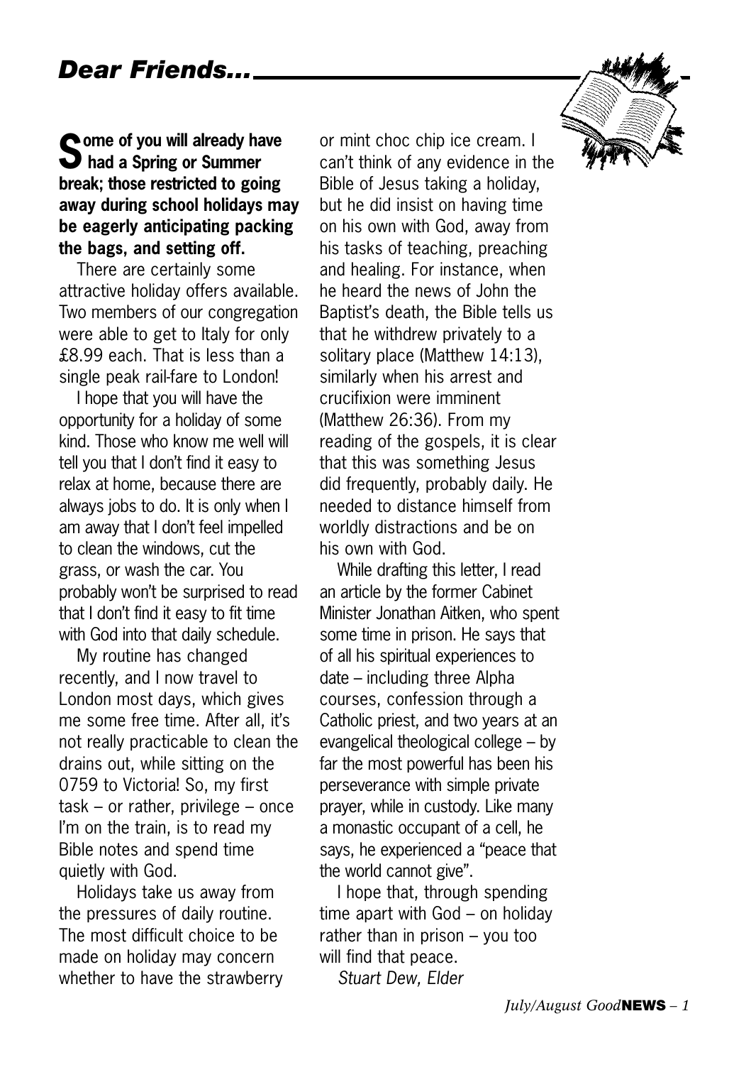## *Dear Friends…*

**Some of you will already have had a Spring or Summer break; those restricted to going away during school holidays may be eagerly anticipating packing the bags, and setting off.**

There are certainly some attractive holiday offers available. Two members of our congregation were able to get to Italy for only £8.99 each. That is less than a single peak rail-fare to London!

I hope that you will have the opportunity for a holiday of some kind. Those who know me well will tell you that I don't find it easy to relax at home, because there are always jobs to do. It is only when I am away that I don't feel impelled to clean the windows, cut the grass, or wash the car. You probably won't be surprised to read that I don't find it easy to fit time with God into that daily schedule.

My routine has changed recently, and I now travel to London most days, which gives me some free time. After all, it's not really practicable to clean the drains out, while sitting on the 0759 to Victoria! So, my first task – or rather, privilege – once I'm on the train, is to read my Bible notes and spend time quietly with God.

Holidays take us away from the pressures of daily routine. The most difficult choice to be made on holiday may concern whether to have the strawberry or mint choc chip ice cream. I can't think of any evidence in the Bible of Jesus taking a holiday, but he did insist on having time on his own with God, away from his tasks of teaching, preaching and healing. For instance, when he heard the news of John the Baptist's death, the Bible tells us that he withdrew privately to a solitary place (Matthew 14:13), similarly when his arrest and crucifixion were imminent (Matthew 26:36). From my reading of the gospels, it is clear that this was something Jesus did frequently, probably daily. He needed to distance himself from worldly distractions and be on his own with God.

While drafting this letter, I read an article by the former Cabinet Minister Jonathan Aitken, who spent some time in prison. He says that of all his spiritual experiences to date – including three Alpha courses, confession through a Catholic priest, and two years at an evangelical theological college – by far the most powerful has been his perseverance with simple private prayer, while in custody. Like many a monastic occupant of a cell, he says, he experienced a "peace that the world cannot give".

I hope that, through spending time apart with God – on holiday rather than in prison – you too will find that peace.

*Stuart Dew, Elder*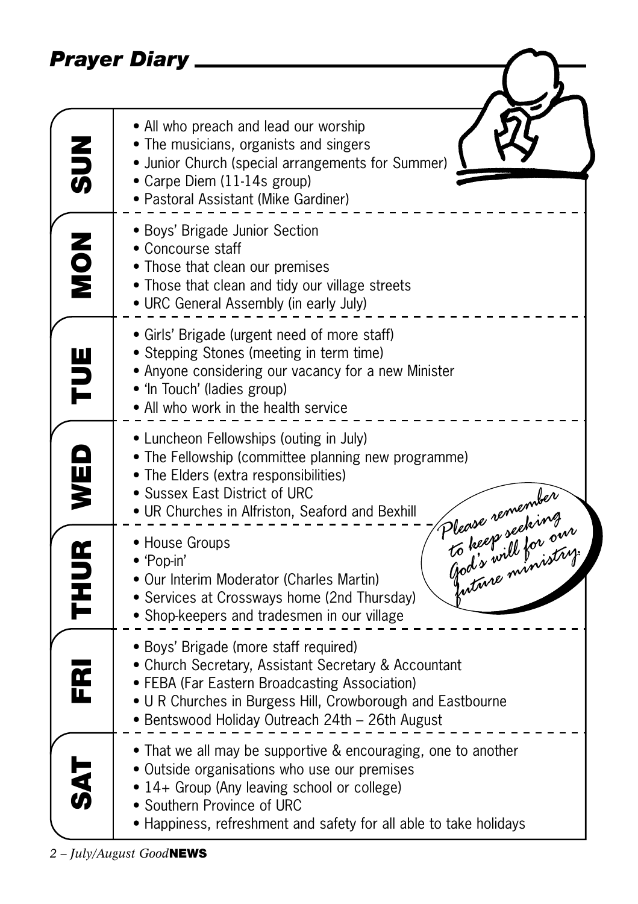## *Prayer Diary*

### SUN

- All who preach and lead our worship
- The musicians, organists and singers
- Junior Church (special arrangements for Summer)
- Carpe Diem (11-14s group)
- Pastoral Assistant (Mike Gardiner)

### MON

- Boys' Brigade Junior Section
- Concourse staff
- Those that clean our premises
- Those that clean and tidy our village streets
- URC General Assembly (in early July)

### TUE

- Girls' Brigade (urgent need of more staff)
- Stepping Stones (meeting in term time)
- Anyone considering our vacancy for a new Minister
- 'In Touch' (ladies group)
- All who work in the health service

### WED

- Luncheon Fellowships (outing in July)
- The Fellowship (committee planning new programme)
- The Elders (extra responsibilities)
- Sussex East District of URC
- UR Churches in Alfriston, Seaford and Bexhill

### THUR

- House Groups
- 'Pop-in'
- Our Interim Moderator (Charles Martin)
- Services at Crossways home (2nd Thursday)
- Shop-keepers and tradesmen in our village

*Please remember to keep seeking God's will for our future ministry.*

### FRI

- Boys' Brigade (more staff required)
- Church Secretary, Assistant Secretary & Accountant
- FEBA (Far Eastern Broadcasting Association)
- U R Churches in Burgess Hill, Crowborough and Eastbourne
- Bentswood Holiday Outreach 24th – 26th August

### SAT

- That we all may be supportive & encouraging, one to another
- Outside organisations who use our premises
- 14+ Group (Any leaving school or college)
- Southern Province of URC
- Happiness, refreshment and safety for all able to take holidays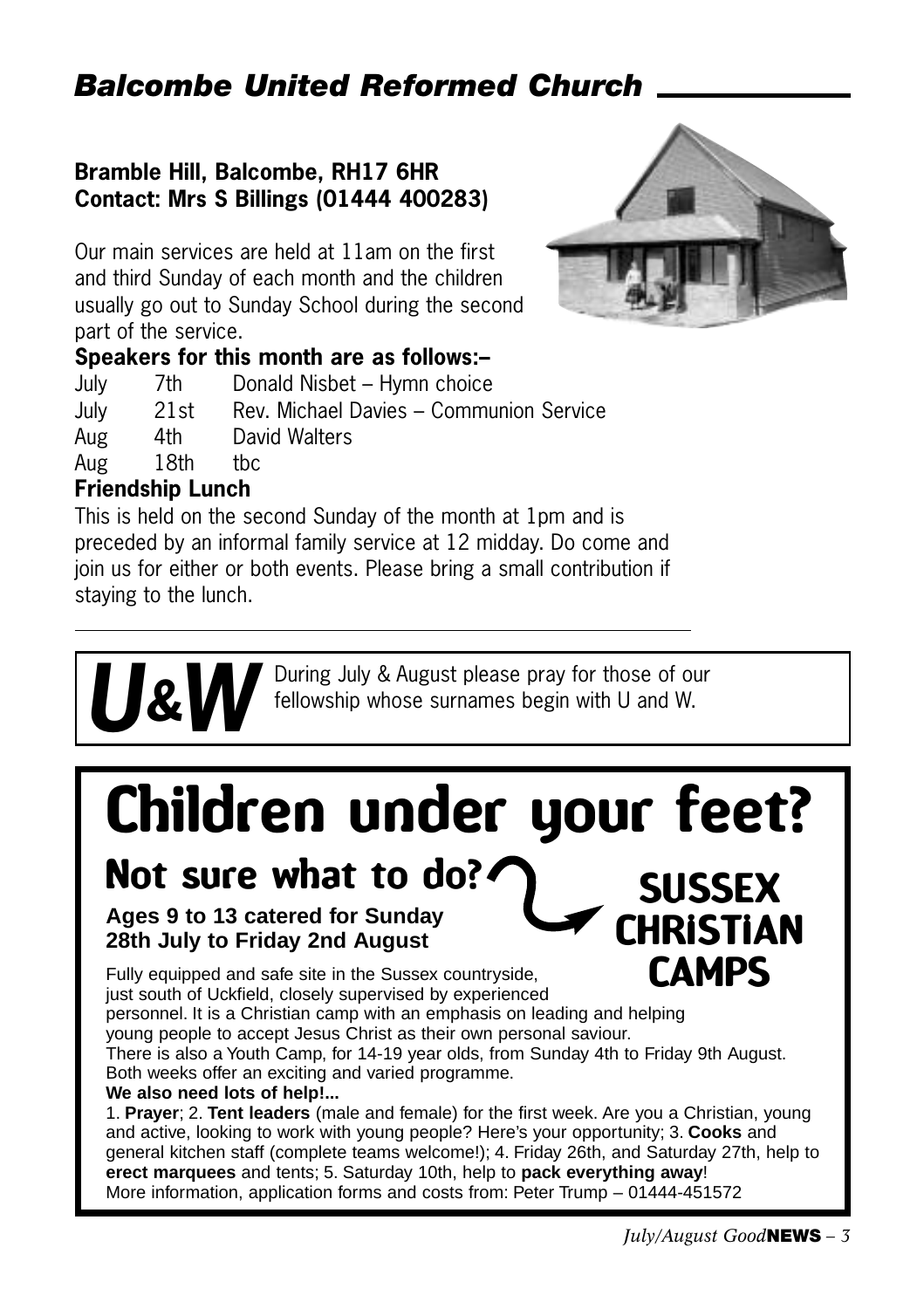## Balcombe United Reformed Church

**Bramble Hill, Balcombe, RH17 6HR**
**Contact: Mrs S Billings (01444 400283)**

Our main services are held at 11am on the first and third Sunday of each month and the children usually go out to Sunday School during the second part of the service.

**Speakers for this month are as follows:–**

| | | |
|---|---|---|
| July | 7th | Donald Nisbet – Hymn choice |
| July | 21st | Rev. Michael Davies – Communion Service |
| Aug | 4th | David Walters |
| Aug | 18th | tbc |

**Friendship Lunch**

This is held on the second Sunday of the month at 1pm and is preceded by an informal family service at 12 midday. Do come and join us for either or both events. Please bring a small contribution if staying to the lunch.

---

**U&W** During July & August please pray for those of our fellowship whose surnames begin with U and W.

# Children under your feet?

## Not sure what to do?

**SUSSEX CHRiSTiAN CAMPS**

**Ages 9 to 13 catered for Sunday 28th July to Friday 2nd August**

Fully equipped and safe site in the Sussex countryside, just south of Uckfield, closely supervised by experienced personnel. It is a Christian camp with an emphasis on leading and helping young people to accept Jesus Christ as their own personal saviour.

There is also a Youth Camp, for 14-19 year olds, from Sunday 4th to Friday 9th August. Both weeks offer an exciting and varied programme.

**We also need lots of help!...**

1. **Prayer**; 2. **Tent leaders** (male and female) for the first week. Are you a Christian, young and active, looking to work with young people? Here's your opportunity; 3. **Cooks** and general kitchen staff (complete teams welcome!); 4. Friday 26th, and Saturday 27th, help to **erect marquees** and tents; 5. Saturday 10th, help to **pack everything away**!

More information, application forms and costs from: Peter Trump – 01444-451572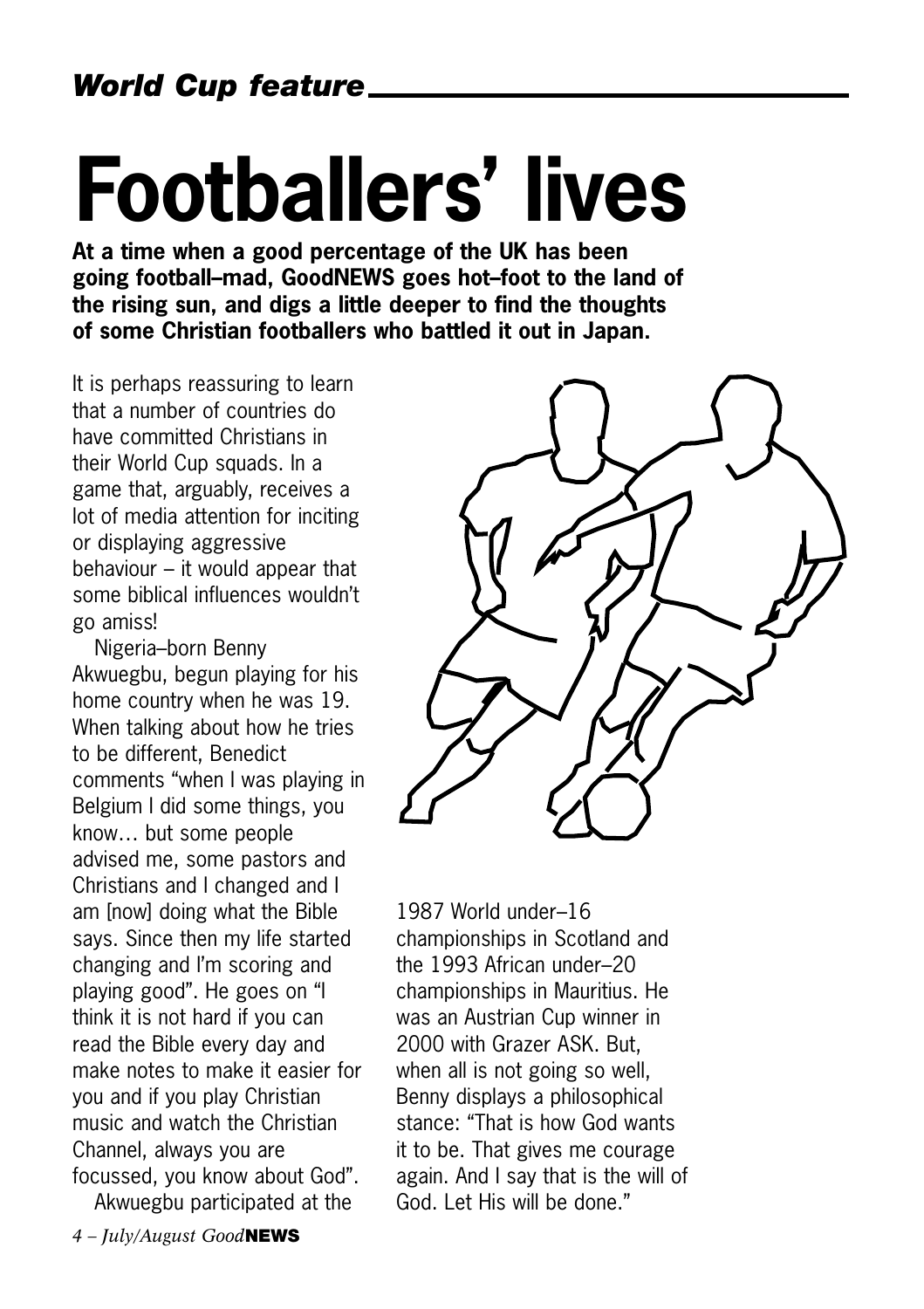*World Cup feature*

# Footballers' lives

**At a time when a good percentage of the UK has been going football–mad, GoodNEWS goes hot–foot to the land of the rising sun, and digs a little deeper to find the thoughts of some Christian footballers who battled it out in Japan.**

It is perhaps reassuring to learn that a number of countries do have committed Christians in their World Cup squads. In a game that, arguably, receives a lot of media attention for inciting or displaying aggressive behaviour – it would appear that some biblical influences wouldn't go amiss!

Nigeria–born Benny Akwuegbu, begun playing for his home country when he was 19. When talking about how he tries to be different, Benedict comments "when I was playing in Belgium I did some things, you know… but some people advised me, some pastors and Christians and I changed and I am [now] doing what the Bible says. Since then my life started changing and I'm scoring and playing good". He goes on "I think it is not hard if you can read the Bible every day and make notes to make it easier for you and if you play Christian music and watch the Christian Channel, always you are focussed, you know about God".

Akwuegbu participated at the 1987 World under–16 championships in Scotland and the 1993 African under–20 championships in Mauritius. He was an Austrian Cup winner in 2000 with Grazer ASK. But, when all is not going so well, Benny displays a philosophical stance: "That is how God wants it to be. That gives me courage again. And I say that is the will of God. Let His will be done."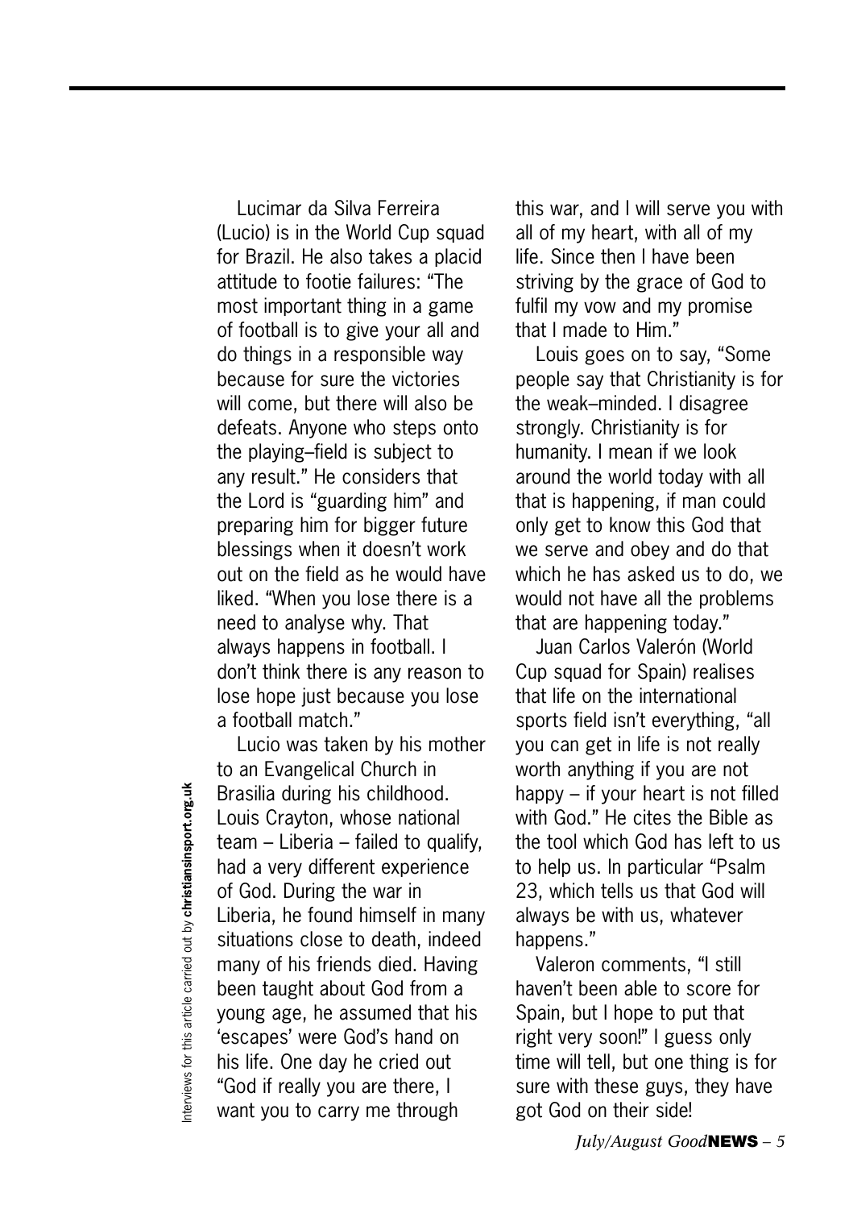Lucimar da Silva Ferreira (Lucio) is in the World Cup squad for Brazil. He also takes a placid attitude to footie failures: "The most important thing in a game of football is to give your all and do things in a responsible way because for sure the victories will come, but there will also be defeats. Anyone who steps onto the playing–field is subject to any result." He considers that the Lord is "guarding him" and preparing him for bigger future blessings when it doesn't work out on the field as he would have liked. "When you lose there is a need to analyse why. That always happens in football. I don't think there is any reason to lose hope just because you lose a football match."

Lucio was taken by his mother to an Evangelical Church in Brasilia during his childhood. Louis Crayton, whose national team – Liberia – failed to qualify, had a very different experience of God. During the war in Liberia, he found himself in many situations close to death, indeed many of his friends died. Having been taught about God from a young age, he assumed that his 'escapes' were God's hand on his life. One day he cried out "God if really you are there, I want you to carry me through this war, and I will serve you with all of my heart, with all of my life. Since then I have been striving by the grace of God to fulfil my vow and my promise that I made to Him."

Louis goes on to say, "Some people say that Christianity is for the weak–minded. I disagree strongly. Christianity is for humanity. I mean if we look around the world today with all that is happening, if man could only get to know this God that we serve and obey and do that which he has asked us to do, we would not have all the problems that are happening today."

Juan Carlos Valerón (World Cup squad for Spain) realises that life on the international sports field isn't everything, "all you can get in life is not really worth anything if you are not happy – if your heart is not filled with God." He cites the Bible as the tool which God has left to us to help us. In particular "Psalm 23, which tells us that God will always be with us, whatever happens."

Valeron comments, "I still haven't been able to score for Spain, but I hope to put that right very soon!" I guess only time will tell, but one thing is for sure with these guys, they have got God on their side!

Interviews for this article carried out by **christiansinsport.org.uk**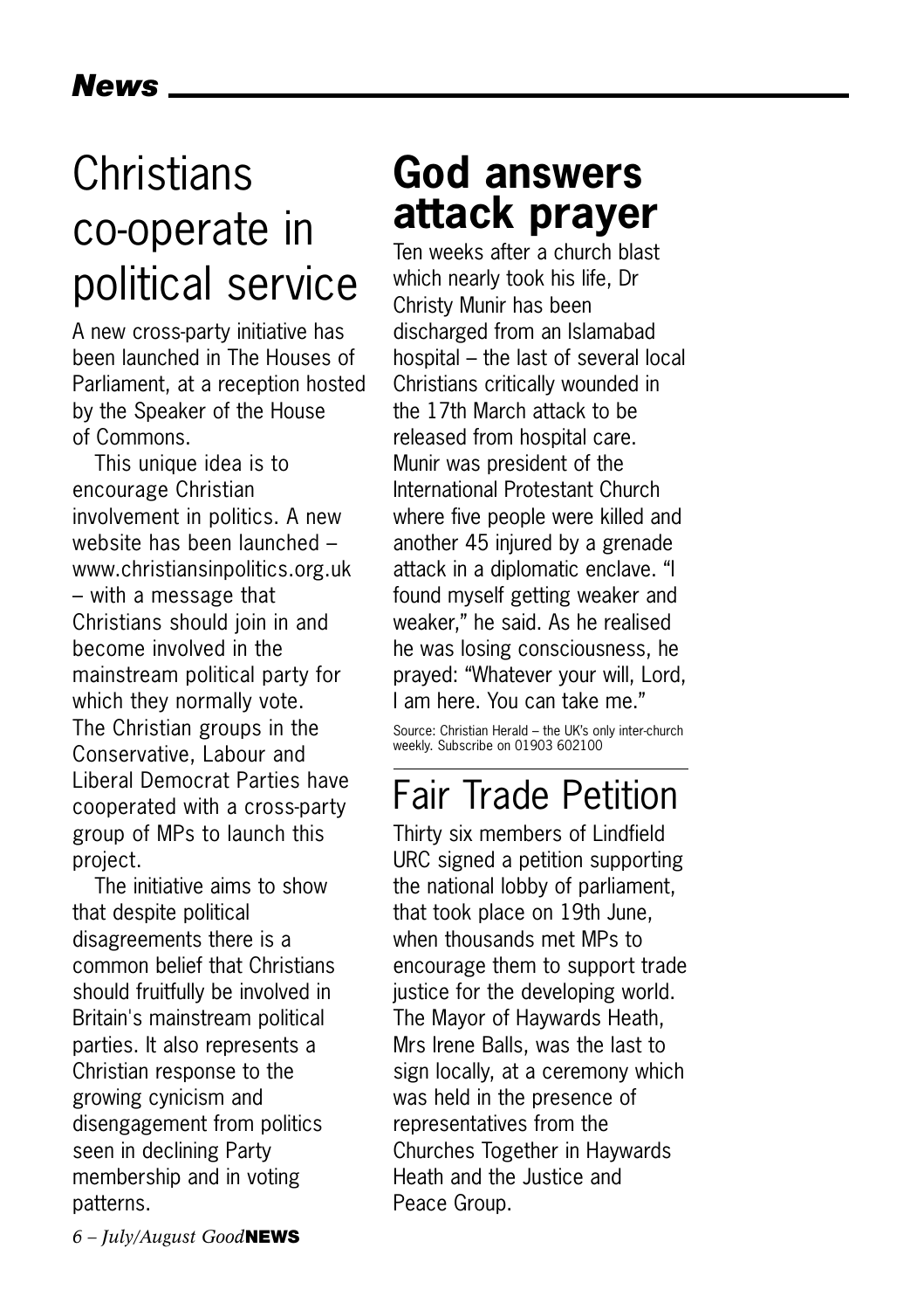# Christians co-operate in political service

A new cross-party initiative has been launched in The Houses of Parliament, at a reception hosted by the Speaker of the House of Commons.

This unique idea is to encourage Christian involvement in politics. A new website has been launched – www.christiansinpolitics.org.uk – with a message that Christians should join in and become involved in the mainstream political party for which they normally vote. The Christian groups in the Conservative, Labour and Liberal Democrat Parties have cooperated with a cross-party group of MPs to launch this project.

The initiative aims to show that despite political disagreements there is a common belief that Christians should fruitfully be involved in Britain's mainstream political parties. It also represents a Christian response to the growing cynicism and disengagement from politics seen in declining Party membership and in voting patterns.

# God answers attack prayer

Ten weeks after a church blast which nearly took his life, Dr Christy Munir has been discharged from an Islamabad hospital – the last of several local Christians critically wounded in the 17th March attack to be released from hospital care. Munir was president of the International Protestant Church where five people were killed and another 45 injured by a grenade attack in a diplomatic enclave. "I found myself getting weaker and weaker," he said. As he realised he was losing consciousness, he prayed: "Whatever your will, Lord, I am here. You can take me."

Source: Christian Herald – the UK's only inter-church weekly. Subscribe on 01903 602100

# Fair Trade Petition

Thirty six members of Lindfield URC signed a petition supporting the national lobby of parliament, that took place on 19th June, when thousands met MPs to encourage them to support trade justice for the developing world. The Mayor of Haywards Heath, Mrs Irene Balls, was the last to sign locally, at a ceremony which was held in the presence of representatives from the Churches Together in Haywards Heath and the Justice and Peace Group.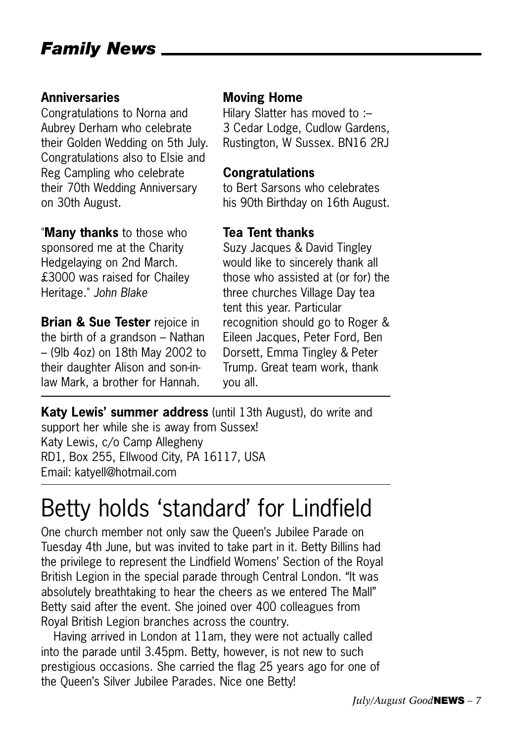## Family News

### Anniversaries

Congratulations to Norna and Aubrey Derham who celebrate their Golden Wedding on 5th July. Congratulations also to Elsie and Reg Campling who celebrate their 70th Wedding Anniversary on 30th August.

"**Many thanks** to those who sponsored me at the Charity Hedgelaying on 2nd March. £3000 was raised for Chailey Heritage." *John Blake*

**Brian & Sue Tester** rejoice in the birth of a grandson – Nathan – (9lb 4oz) on 18th May 2002 to their daughter Alison and son-in-law Mark, a brother for Hannah.

### Moving Home

Hilary Slatter has moved to :–
3 Cedar Lodge, Cudlow Gardens, Rustington, W Sussex. BN16 2RJ

### Congratulations

to Bert Sarsons who celebrates his 90th Birthday on 16th August.

### Tea Tent thanks

Suzy Jacques & David Tingley would like to sincerely thank all those who assisted at (or for) the three churches Village Day tea tent this year. Particular recognition should go to Roger & Eileen Jacques, Peter Ford, Ben Dorsett, Emma Tingley & Peter Trump. Great team work, thank you all.

---

**Katy Lewis' summer address** (until 13th August), do write and support her while she is away from Sussex!
Katy Lewis, c/o Camp Allegheny
RD1, Box 255, Ellwood City, PA 16117, USA
Email: katyell@hotmail.com

---

# Betty holds 'standard' for Lindfield

One church member not only saw the Queen's Jubilee Parade on Tuesday 4th June, but was invited to take part in it. Betty Billins had the privilege to represent the Lindfield Womens' Section of the Royal British Legion in the special parade through Central London. "It was absolutely breathtaking to hear the cheers as we entered The Mall" Betty said after the event. She joined over 400 colleagues from Royal British Legion branches across the country.

Having arrived in London at 11am, they were not actually called into the parade until 3.45pm. Betty, however, is not new to such prestigious occasions. She carried the flag 25 years ago for one of the Queen's Silver Jubilee Parades. Nice one Betty!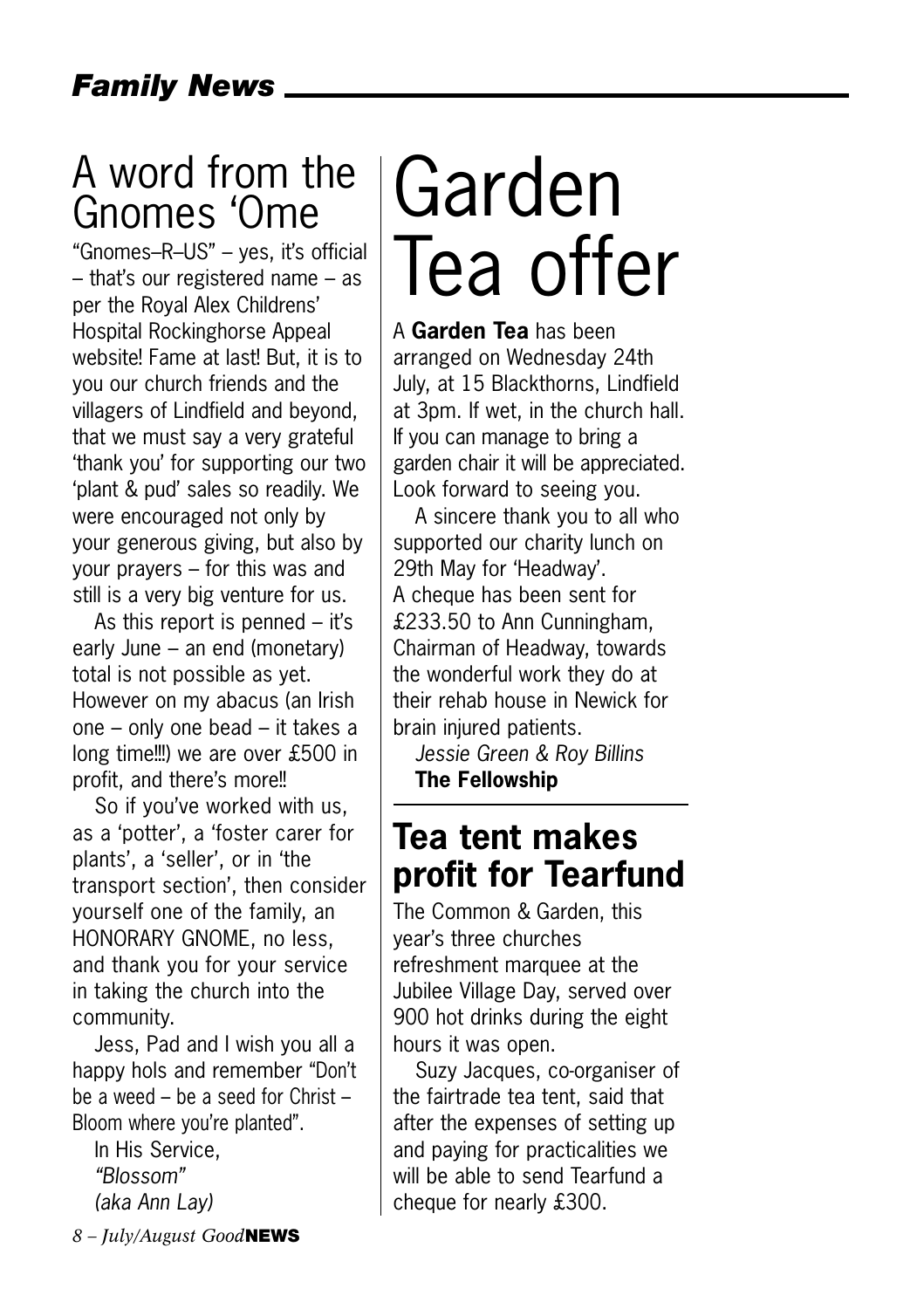## A word from the Gnomes 'Ome

"Gnomes–R–US" – yes, it's official – that's our registered name – as per the Royal Alex Childrens' Hospital Rockinghorse Appeal website! Fame at last! But, it is to you our church friends and the villagers of Lindfield and beyond, that we must say a very grateful 'thank you' for supporting our two 'plant & pud' sales so readily. We were encouraged not only by your generous giving, but also by your prayers – for this was and still is a very big venture for us.

As this report is penned – it's early June – an end (monetary) total is not possible as yet. However on my abacus (an Irish one – only one bead – it takes a long time!!!) we are over £500 in profit, and there's more!!

So if you've worked with us, as a 'potter', a 'foster carer for plants', a 'seller', or in 'the transport section', then consider yourself one of the family, an HONORARY GNOME, no less, and thank you for your service in taking the church into the community.

Jess, Pad and I wish you all a happy hols and remember "Don't be a weed – be a seed for Christ – Bloom where you're planted".

In His Service,
*"Blossom"*
*(aka Ann Lay)*

# Garden Tea offer

A **Garden Tea** has been arranged on Wednesday 24th July, at 15 Blackthorns, Lindfield at 3pm. If wet, in the church hall. If you can manage to bring a garden chair it will be appreciated. Look forward to seeing you.

A sincere thank you to all who supported our charity lunch on 29th May for 'Headway'. A cheque has been sent for £233.50 to Ann Cunningham, Chairman of Headway, towards the wonderful work they do at their rehab house in Newick for brain injured patients.

*Jessie Green & Roy Billins*
**The Fellowship**

## Tea tent makes profit for Tearfund

The Common & Garden, this year's three churches refreshment marquee at the Jubilee Village Day, served over 900 hot drinks during the eight hours it was open.

Suzy Jacques, co-organiser of the fairtrade tea tent, said that after the expenses of setting up and paying for practicalities we will be able to send Tearfund a cheque for nearly £300.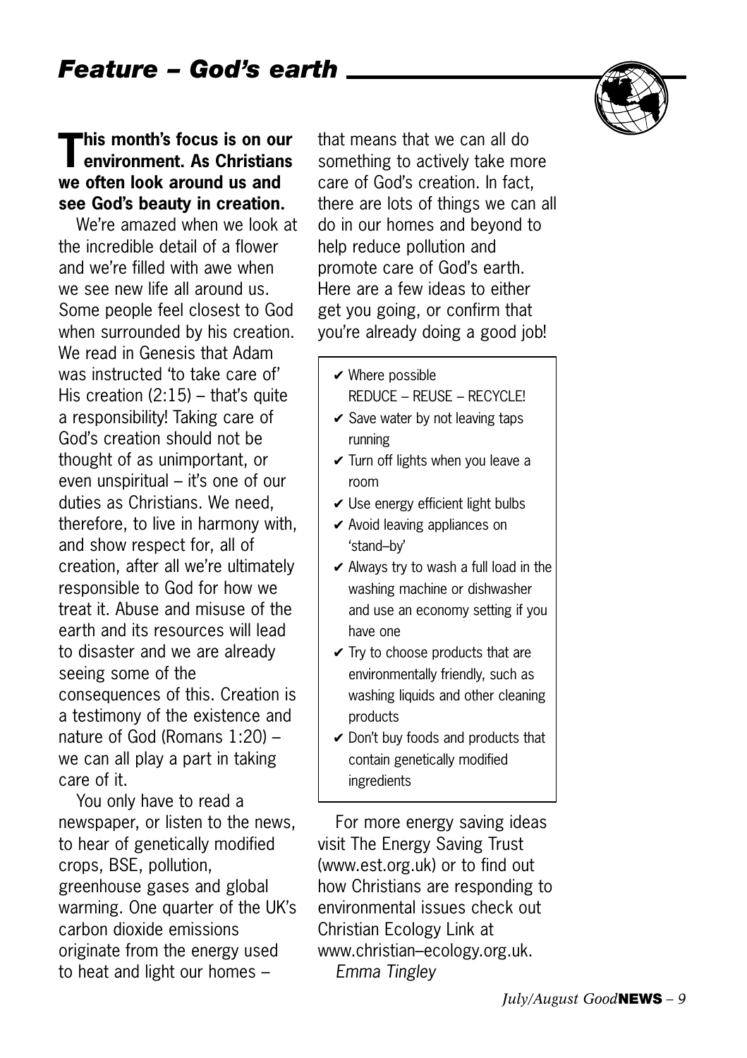# *Feature – God's earth*

**This month's focus is on our environment. As Christians we often look around us and see God's beauty in creation.**

We're amazed when we look at the incredible detail of a flower and we're filled with awe when we see new life all around us. Some people feel closest to God when surrounded by his creation. We read in Genesis that Adam was instructed 'to take care of' His creation (2:15) – that's quite a responsibility! Taking care of God's creation should not be thought of as unimportant, or even unspiritual – it's one of our duties as Christians. We need, therefore, to live in harmony with, and show respect for, all of creation, after all we're ultimately responsible to God for how we treat it. Abuse and misuse of the earth and its resources will lead to disaster and we are already seeing some of the consequences of this. Creation is a testimony of the existence and nature of God (Romans 1:20) – we can all play a part in taking care of it.

You only have to read a newspaper, or listen to the news, to hear of genetically modified crops, BSE, pollution, greenhouse gases and global warming. One quarter of the UK's carbon dioxide emissions originate from the energy used to heat and light our homes – that means that we can all do something to actively take more care of God's creation. In fact, there are lots of things we can all do in our homes and beyond to help reduce pollution and promote care of God's earth. Here are a few ideas to either get you going, or confirm that you're already doing a good job!

- ✔ Where possible REDUCE – REUSE – RECYCLE!
- ✔ Save water by not leaving taps running
- ✔ Turn off lights when you leave a room
- ✔ Use energy efficient light bulbs
- ✔ Avoid leaving appliances on 'stand–by'
- ✔ Always try to wash a full load in the washing machine or dishwasher and use an economy setting if you have one
- ✔ Try to choose products that are environmentally friendly, such as washing liquids and other cleaning products
- ✔ Don't buy foods and products that contain genetically modified ingredients

For more energy saving ideas visit The Energy Saving Trust (www.est.org.uk) or to find out how Christians are responding to environmental issues check out Christian Ecology Link at www.christian–ecology.org.uk.

*Emma Tingley*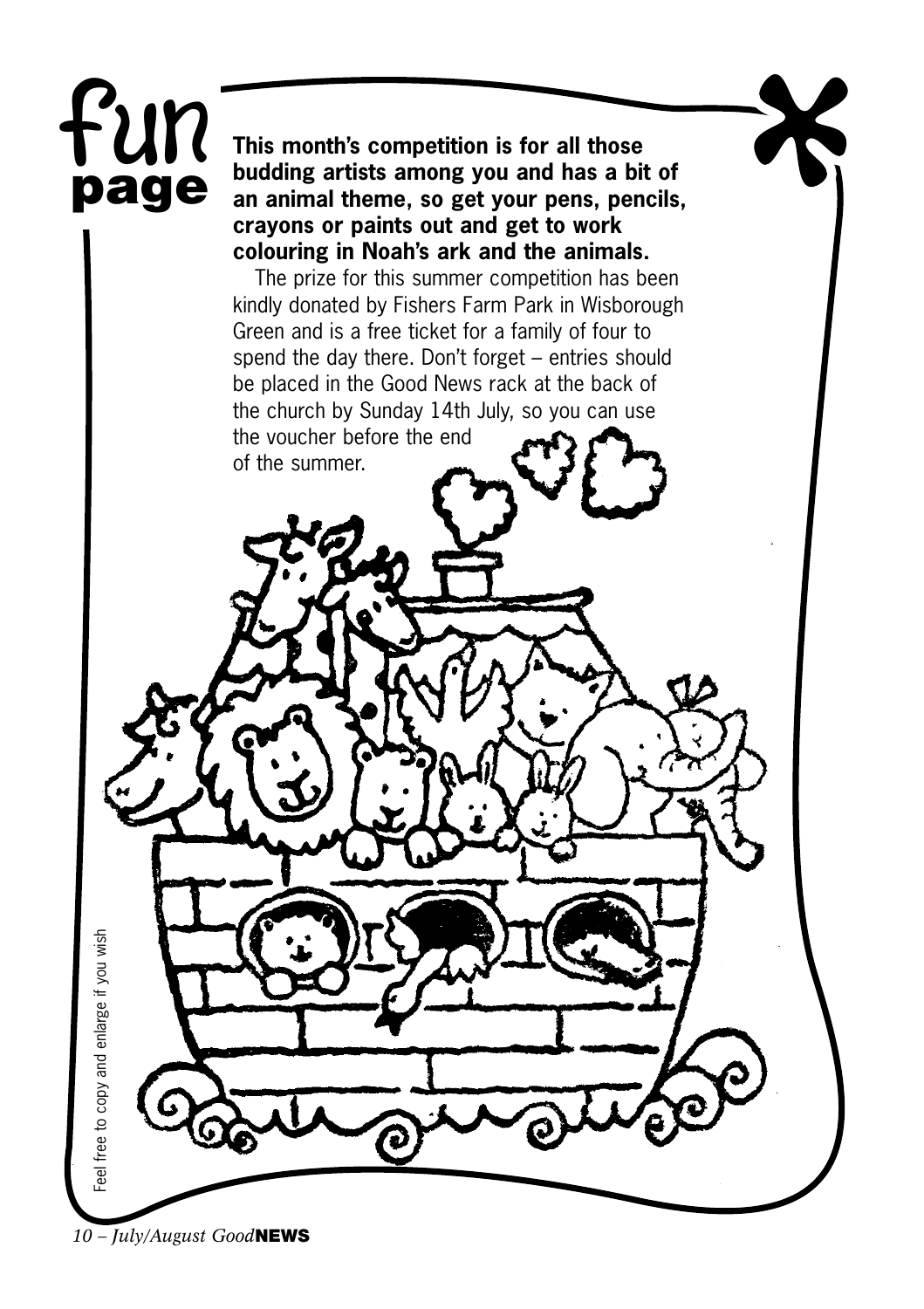# fun page

**This month's competition is for all those budding artists among you and has a bit of an animal theme, so get your pens, pencils, crayons or paints out and get to work colouring in Noah's ark and the animals.**

The prize for this summer competition has been kindly donated by Fishers Farm Park in Wisborough Green and is a free ticket for a family of four to spend the day there. Don't forget – entries should be placed in the Good News rack at the back of the church by Sunday 14th July, so you can use the voucher before the end of the summer.

Feel free to copy and enlarge if you wish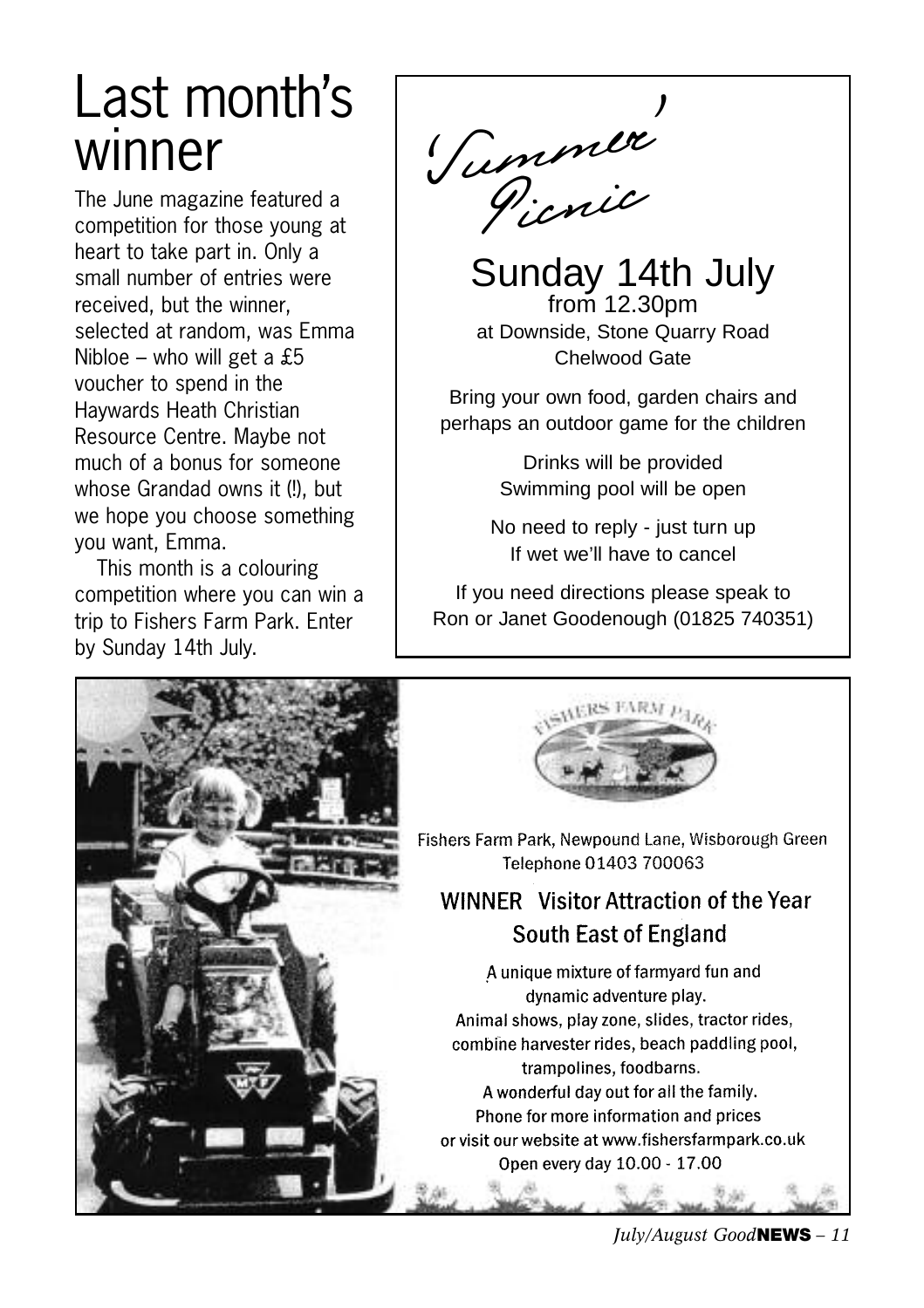# Last month's winner

The June magazine featured a competition for those young at heart to take part in. Only a small number of entries were received, but the winner, selected at random, was Emma Nibloe – who will get a £5 voucher to spend in the Haywards Heath Christian Resource Centre. Maybe not much of a bonus for someone whose Grandad owns it (!), but we hope you choose something you want, Emma.

This month is a colouring competition where you can win a trip to Fishers Farm Park. Enter by Sunday 14th July.

## 'Summer' Picnic

### Sunday 14th July

from 12.30pm

at Downside, Stone Quarry Road Chelwood Gate

Bring your own food, garden chairs and perhaps an outdoor game for the children

Drinks will be provided
Swimming pool will be open

No need to reply - just turn up
If wet we'll have to cancel

If you need directions please speak to Ron or Janet Goodenough (01825 740351)

FISHERS FARM PARK

Fishers Farm Park, Newpound Lane, Wisborough Green
Telephone 01403 700063

**WINNER Visitor Attraction of the Year South East of England**

A unique mixture of farmyard fun and dynamic adventure play.
Animal shows, play zone, slides, tractor rides, combine harvester rides, beach paddling pool, trampolines, foodbarns.
A wonderful day out for all the family.
Phone for more information and prices or visit our website at www.fishersfarmpark.co.uk
Open every day 10.00 - 17.00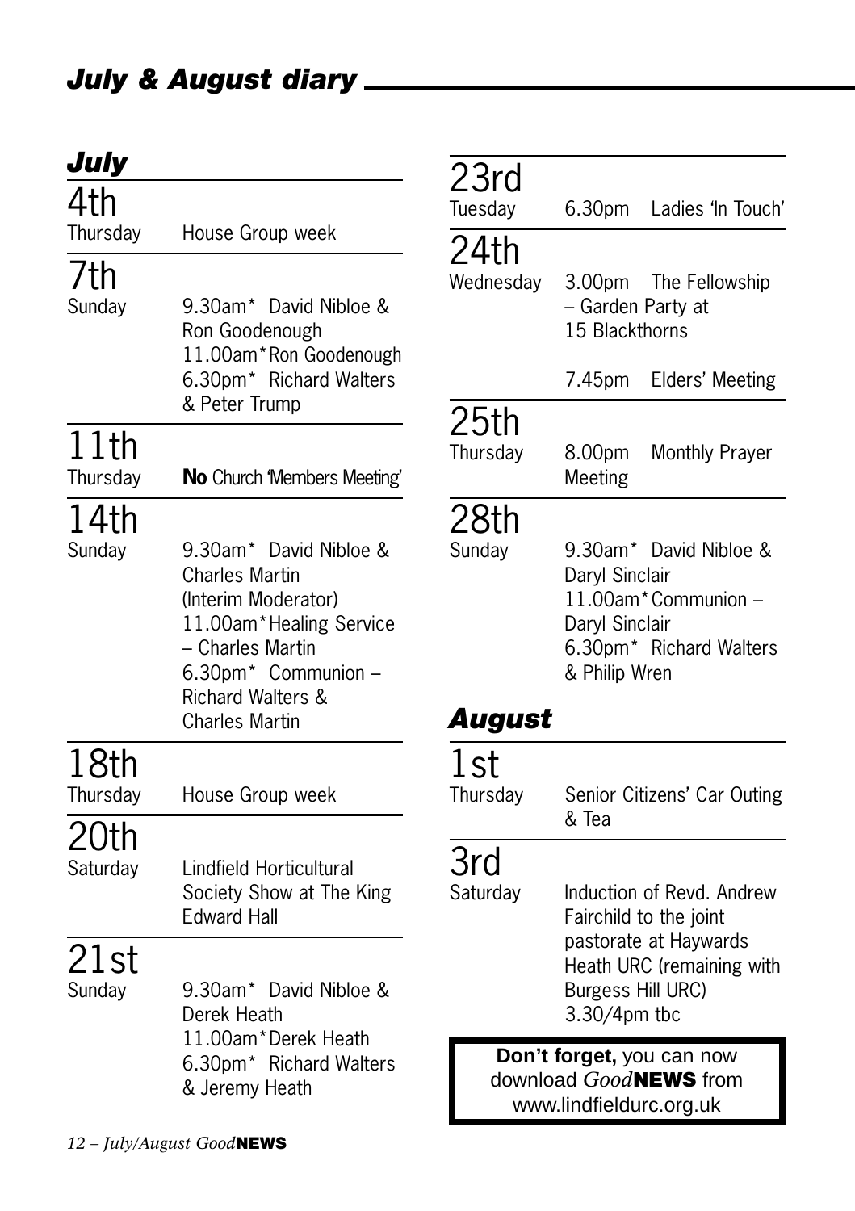## *July & August diary*

### *July*

**4th**
Thursday — House Group week

**7th**
Sunday — 9.30am* David Nibloe & Ron Goodenough
11.00am* Ron Goodenough
6.30pm* Richard Walters & Peter Trump

**11th**
Thursday — **No** Church 'Members Meeting'

**14th**
Sunday — 9.30am* David Nibloe & Charles Martin (Interim Moderator)
11.00am* Healing Service – Charles Martin
6.30pm* Communion – Richard Walters & Charles Martin

**18th**
Thursday — House Group week

**20th**
Saturday — Lindfield Horticultural Society Show at The King Edward Hall

**21st**
Sunday — 9.30am* David Nibloe & Derek Heath
11.00am* Derek Heath
6.30pm* Richard Walters & Jeremy Heath

**23rd**
Tuesday — 6.30pm Ladies 'In Touch'

**24th**
Wednesday — 3.00pm The Fellowship – Garden Party at 15 Blackthorns
7.45pm Elders' Meeting

**25th**
Thursday — 8.00pm Monthly Prayer Meeting

**28th**
Sunday — 9.30am* David Nibloe & Daryl Sinclair
11.00am* Communion – Daryl Sinclair
6.30pm* Richard Walters & Philip Wren

### *August*

**1st**
Thursday — Senior Citizens' Car Outing & Tea

**3rd**
Saturday — Induction of Revd. Andrew Fairchild to the joint pastorate at Haywards Heath URC (remaining with Burgess Hill URC) 3.30/4pm tbc

**Don't forget,** you can now download *Good***NEWS** from www.lindfieldurc.org.uk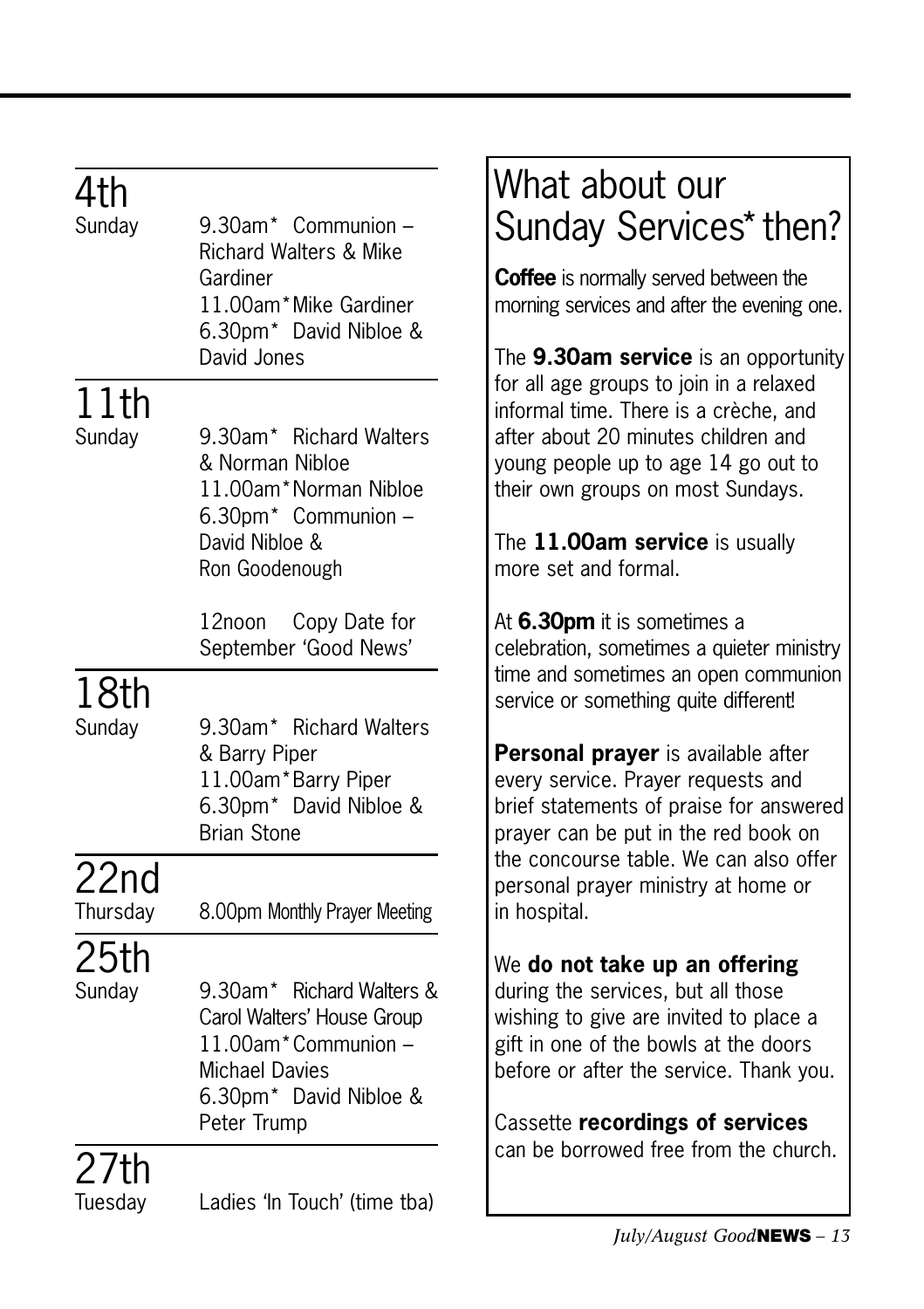## 4th
Sunday

9.30am* Communion – Richard Walters & Mike Gardiner
11.00am* Mike Gardiner
6.30pm* David Nibloe & David Jones

## 11th
Sunday

9.30am* Richard Walters & Norman Nibloe
11.00am* Norman Nibloe
6.30pm* Communion – David Nibloe & Ron Goodenough

12noon Copy Date for September 'Good News'

## 18th
Sunday

9.30am* Richard Walters & Barry Piper
11.00am* Barry Piper
6.30pm* David Nibloe & Brian Stone

## 22nd
Thursday

8.00pm Monthly Prayer Meeting

## 25th
Sunday

9.30am* Richard Walters & Carol Walters' House Group
11.00am* Communion – Michael Davies
6.30pm* David Nibloe & Peter Trump

## 27th
Tuesday

Ladies 'In Touch' (time tba)

# What about our Sunday Services* then?

**Coffee** is normally served between the morning services and after the evening one.

The **9.30am service** is an opportunity for all age groups to join in a relaxed informal time. There is a crèche, and after about 20 minutes children and young people up to age 14 go out to their own groups on most Sundays.

The **11.00am service** is usually more set and formal.

At **6.30pm** it is sometimes a celebration, sometimes a quieter ministry time and sometimes an open communion service or something quite different!

**Personal prayer** is available after every service. Prayer requests and brief statements of praise for answered prayer can be put in the red book on the concourse table. We can also offer personal prayer ministry at home or in hospital.

We **do not take up an offering** during the services, but all those wishing to give are invited to place a gift in one of the bowls at the doors before or after the service. Thank you.

Cassette **recordings of services** can be borrowed free from the church.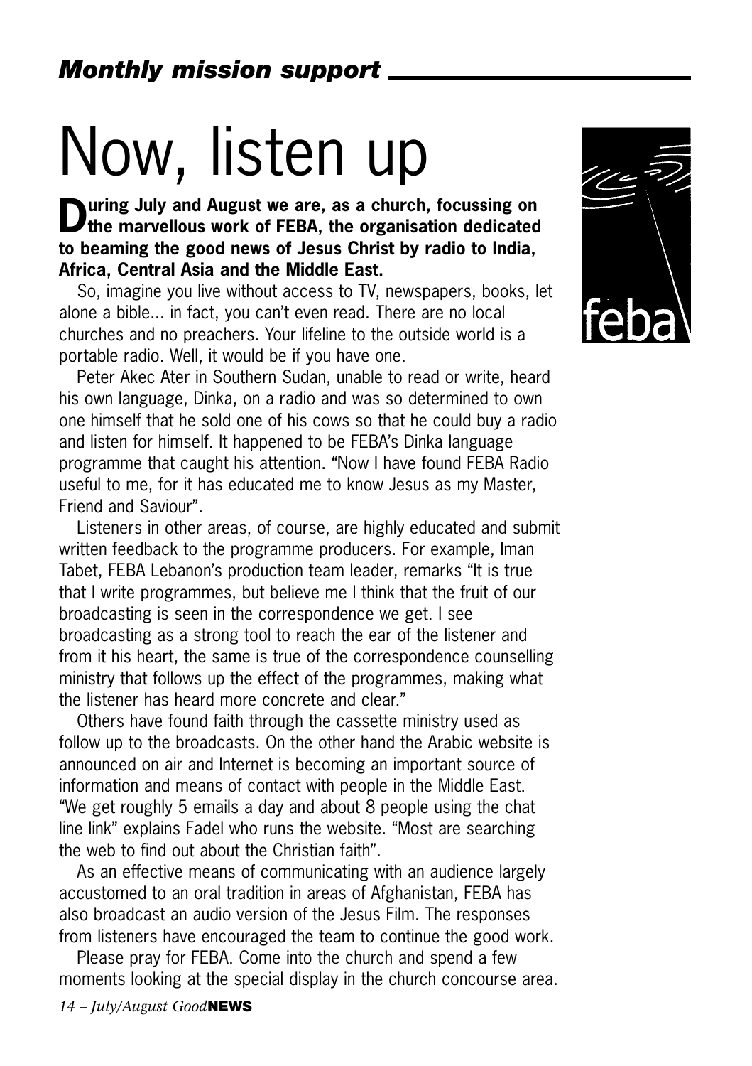## *Monthly mission support*

# Now, listen up

**During July and August we are, as a church, focussing on the marvellous work of FEBA, the organisation dedicated to beaming the good news of Jesus Christ by radio to India, Africa, Central Asia and the Middle East.**

So, imagine you live without access to TV, newspapers, books, let alone a bible... in fact, you can't even read. There are no local churches and no preachers. Your lifeline to the outside world is a portable radio. Well, it would be if you have one.

Peter Akec Ater in Southern Sudan, unable to read or write, heard his own language, Dinka, on a radio and was so determined to own one himself that he sold one of his cows so that he could buy a radio and listen for himself. It happened to be FEBA's Dinka language programme that caught his attention. "Now I have found FEBA Radio useful to me, for it has educated me to know Jesus as my Master, Friend and Saviour".

Listeners in other areas, of course, are highly educated and submit written feedback to the programme producers. For example, Iman Tabet, FEBA Lebanon's production team leader, remarks "It is true that I write programmes, but believe me I think that the fruit of our broadcasting is seen in the correspondence we get. I see broadcasting as a strong tool to reach the ear of the listener and from it his heart, the same is true of the correspondence counselling ministry that follows up the effect of the programmes, making what the listener has heard more concrete and clear."

Others have found faith through the cassette ministry used as follow up to the broadcasts. On the other hand the Arabic website is announced on air and Internet is becoming an important source of information and means of contact with people in the Middle East. "We get roughly 5 emails a day and about 8 people using the chat line link" explains Fadel who runs the website. "Most are searching the web to find out about the Christian faith".

As an effective means of communicating with an audience largely accustomed to an oral tradition in areas of Afghanistan, FEBA has also broadcast an audio version of the Jesus Film. The responses from listeners have encouraged the team to continue the good work.

Please pray for FEBA. Come into the church and spend a few moments looking at the special display in the church concourse area.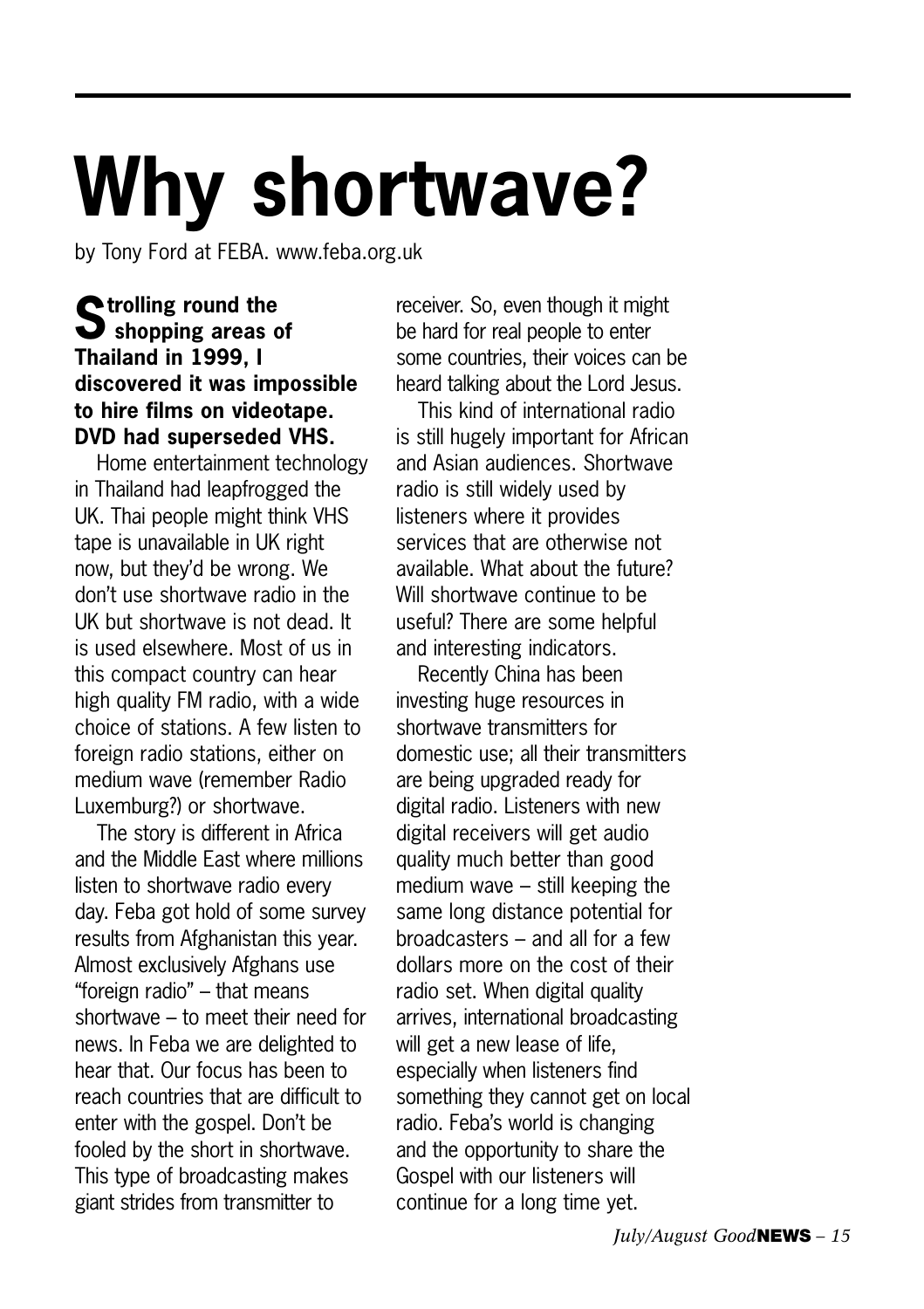# Why shortwave?

by Tony Ford at FEBA. www.feba.org.uk

**Strolling round the shopping areas of Thailand in 1999, I discovered it was impossible to hire films on videotape. DVD had superseded VHS.**

Home entertainment technology in Thailand had leapfrogged the UK. Thai people might think VHS tape is unavailable in UK right now, but they'd be wrong. We don't use shortwave radio in the UK but shortwave is not dead. It is used elsewhere. Most of us in this compact country can hear high quality FM radio, with a wide choice of stations. A few listen to foreign radio stations, either on medium wave (remember Radio Luxemburg?) or shortwave.

The story is different in Africa and the Middle East where millions listen to shortwave radio every day. Feba got hold of some survey results from Afghanistan this year. Almost exclusively Afghans use "foreign radio" – that means shortwave – to meet their need for news. In Feba we are delighted to hear that. Our focus has been to reach countries that are difficult to enter with the gospel. Don't be fooled by the short in shortwave. This type of broadcasting makes giant strides from transmitter to receiver. So, even though it might be hard for real people to enter some countries, their voices can be heard talking about the Lord Jesus.

This kind of international radio is still hugely important for African and Asian audiences. Shortwave radio is still widely used by listeners where it provides services that are otherwise not available. What about the future? Will shortwave continue to be useful? There are some helpful and interesting indicators.

Recently China has been investing huge resources in shortwave transmitters for domestic use; all their transmitters are being upgraded ready for digital radio. Listeners with new digital receivers will get audio quality much better than good medium wave – still keeping the same long distance potential for broadcasters – and all for a few dollars more on the cost of their radio set. When digital quality arrives, international broadcasting will get a new lease of life, especially when listeners find something they cannot get on local radio. Feba's world is changing and the opportunity to share the Gospel with our listeners will continue for a long time yet.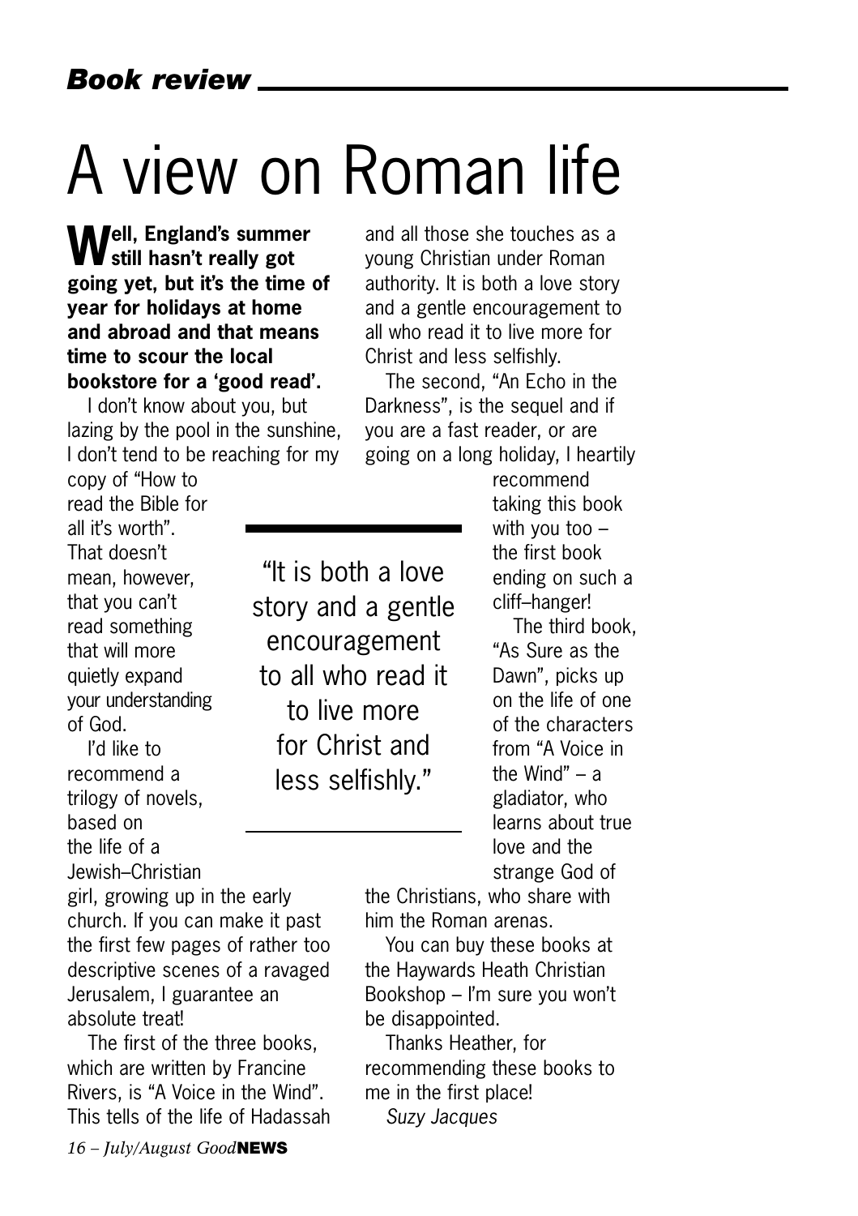*Book review*

# A view on Roman life

**Well, England's summer still hasn't really got going yet, but it's the time of year for holidays at home and abroad and that means time to scour the local bookstore for a 'good read'.**

I don't know about you, but lazing by the pool in the sunshine, I don't tend to be reaching for my copy of "How to read the Bible for all it's worth". That doesn't mean, however, that you can't read something that will more quietly expand your understanding of God.

I'd like to recommend a trilogy of novels, based on the life of a Jewish–Christian girl, growing up in the early church. If you can make it past the first few pages of rather too descriptive scenes of a ravaged Jerusalem, I guarantee an absolute treat!

The first of the three books, which are written by Francine Rivers, is "A Voice in the Wind". This tells of the life of Hadassah and all those she touches as a young Christian under Roman authority. It is both a love story and a gentle encouragement to all who read it to live more for Christ and less selfishly.

> "It is both a love story and a gentle encouragement to all who read it to live more for Christ and less selfishly."

The second, "An Echo in the Darkness", is the sequel and if you are a fast reader, or are going on a long holiday, I heartily recommend taking this book with you too – the first book ending on such a cliff–hanger!

The third book, "As Sure as the Dawn", picks up on the life of one of the characters from "A Voice in the Wind" – a gladiator, who learns about true love and the strange God of the Christians, who share with him the Roman arenas.

You can buy these books at the Haywards Heath Christian Bookshop – I'm sure you won't be disappointed.

Thanks Heather, for recommending these books to me in the first place!

*Suzy Jacques*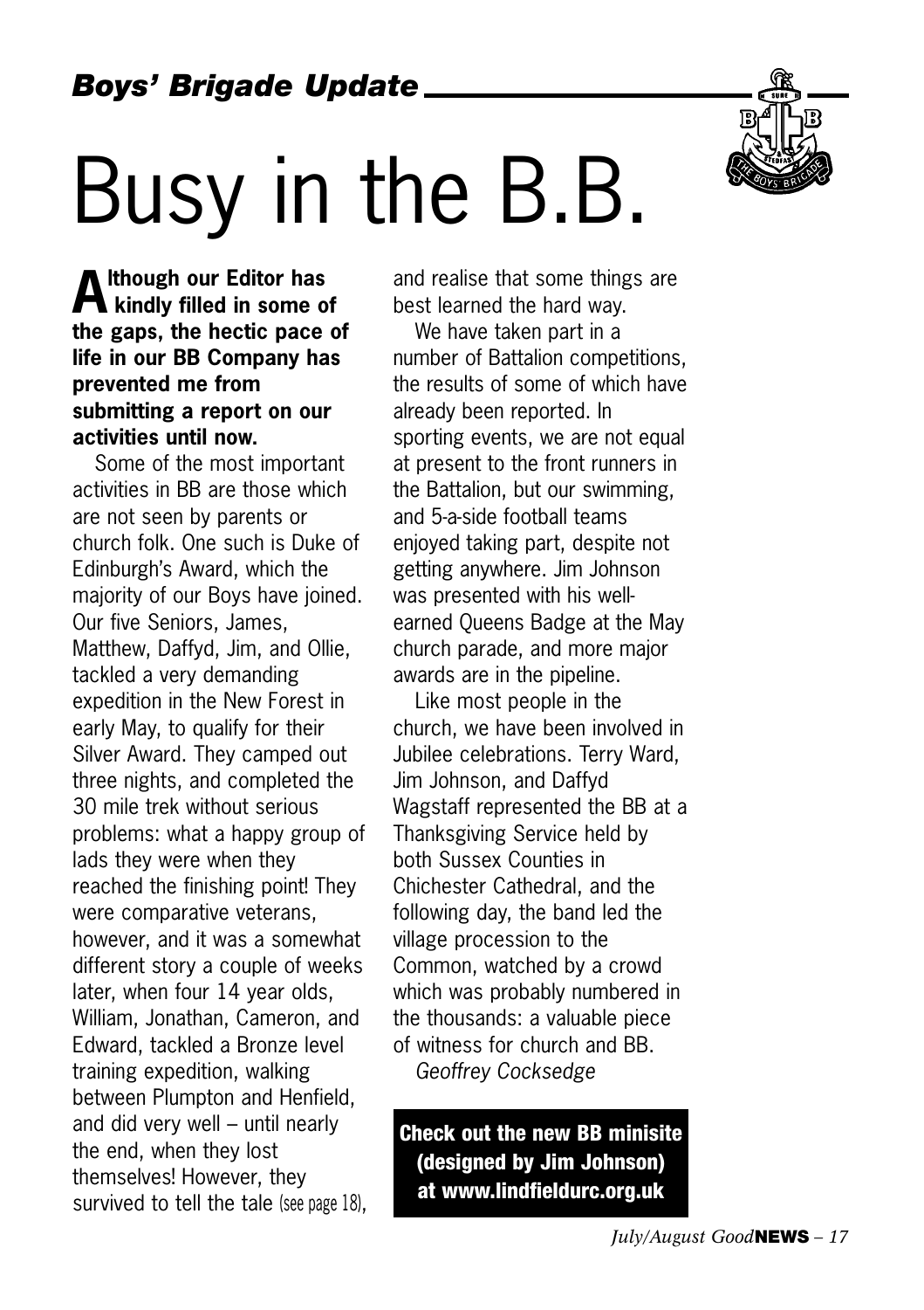*Boys' Brigade Update*

# Busy in the B.B.

**Although our Editor has kindly filled in some of the gaps, the hectic pace of life in our BB Company has prevented me from submitting a report on our activities until now.**

Some of the most important activities in BB are those which are not seen by parents or church folk. One such is Duke of Edinburgh's Award, which the majority of our Boys have joined. Our five Seniors, James, Matthew, Daffyd, Jim, and Ollie, tackled a very demanding expedition in the New Forest in early May, to qualify for their Silver Award. They camped out three nights, and completed the 30 mile trek without serious problems: what a happy group of lads they were when they reached the finishing point! They were comparative veterans, however, and it was a somewhat different story a couple of weeks later, when four 14 year olds, William, Jonathan, Cameron, and Edward, tackled a Bronze level training expedition, walking between Plumpton and Henfield, and did very well – until nearly the end, when they lost themselves! However, they survived to tell the tale (see page 18), and realise that some things are best learned the hard way.

We have taken part in a number of Battalion competitions, the results of some of which have already been reported. In sporting events, we are not equal at present to the front runners in the Battalion, but our swimming, and 5-a-side football teams enjoyed taking part, despite not getting anywhere. Jim Johnson was presented with his well-earned Queens Badge at the May church parade, and more major awards are in the pipeline.

Like most people in the church, we have been involved in Jubilee celebrations. Terry Ward, Jim Johnson, and Daffyd Wagstaff represented the BB at a Thanksgiving Service held by both Sussex Counties in Chichester Cathedral, and the following day, the band led the village procession to the Common, watched by a crowd which was probably numbered in the thousands: a valuable piece of witness for church and BB.

*Geoffrey Cocksedge*

**Check out the new BB minisite (designed by Jim Johnson) at www.lindfieldurc.org.uk**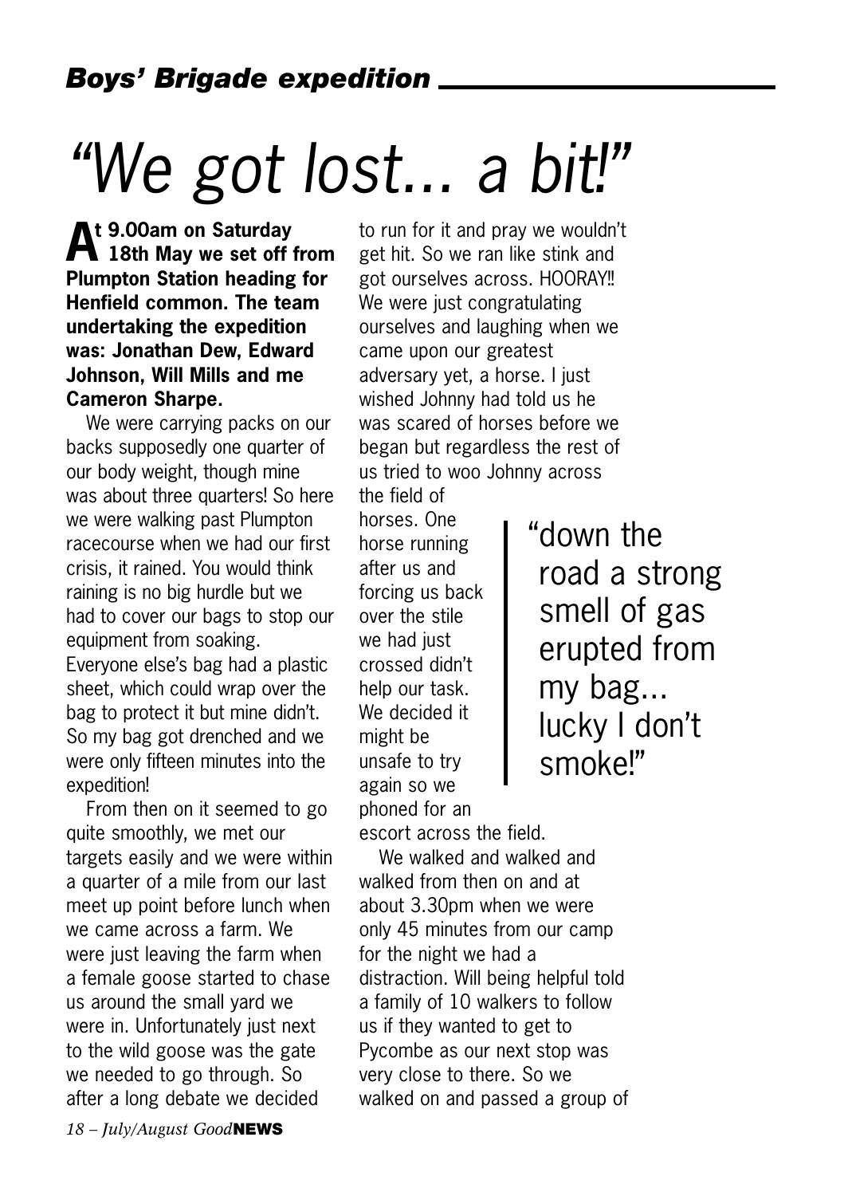## *Boys' Brigade expedition*

# *"We got lost... a bit!"*

**At 9.00am on Saturday 18th May we set off from Plumpton Station heading for Henfield common. The team undertaking the expedition was: Jonathan Dew, Edward Johnson, Will Mills and me Cameron Sharpe.**

We were carrying packs on our backs supposedly one quarter of our body weight, though mine was about three quarters! So here we were walking past Plumpton racecourse when we had our first crisis, it rained. You would think raining is no big hurdle but we had to cover our bags to stop our equipment from soaking. Everyone else's bag had a plastic sheet, which could wrap over the bag to protect it but mine didn't. So my bag got drenched and we were only fifteen minutes into the expedition!

From then on it seemed to go quite smoothly, we met our targets easily and we were within a quarter of a mile from our last meet up point before lunch when we came across a farm. We were just leaving the farm when a female goose started to chase us around the small yard we were in. Unfortunately just next to the wild goose was the gate we needed to go through. So after a long debate we decided to run for it and pray we wouldn't get hit. So we ran like stink and got ourselves across. HOORAY!! We were just congratulating ourselves and laughing when we came upon our greatest adversary yet, a horse. I just wished Johnny had told us he was scared of horses before we began but regardless the rest of us tried to woo Johnny across the field of horses. One horse running after us and forcing us back over the stile we had just crossed didn't help our task. We decided it might be unsafe to try again so we phoned for an escort across the field.

> "down the road a strong smell of gas erupted from my bag... lucky I don't smoke!"

We walked and walked and walked from then on and at about 3.30pm when we were only 45 minutes from our camp for the night we had a distraction. Will being helpful told a family of 10 walkers to follow us if they wanted to get to Pycombe as our next stop was very close to there. So we walked on and passed a group of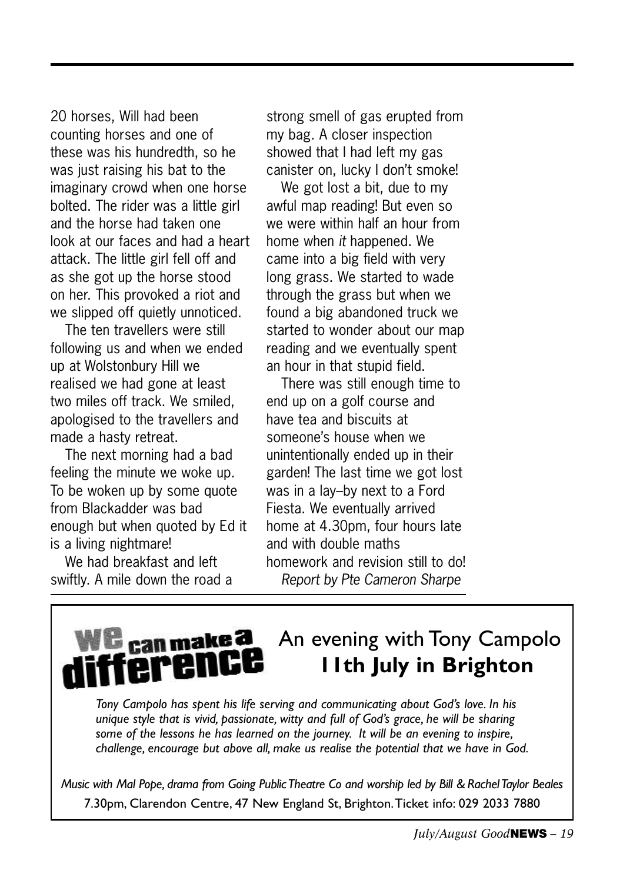20 horses, Will had been counting horses and one of these was his hundredth, so he was just raising his bat to the imaginary crowd when one horse bolted. The rider was a little girl and the horse had taken one look at our faces and had a heart attack. The little girl fell off and as she got up the horse stood on her. This provoked a riot and we slipped off quietly unnoticed.

The ten travellers were still following us and when we ended up at Wolstonbury Hill we realised we had gone at least two miles off track. We smiled, apologised to the travellers and made a hasty retreat.

The next morning had a bad feeling the minute we woke up. To be woken up by some quote from Blackadder was bad enough but when quoted by Ed it is a living nightmare!

We had breakfast and left swiftly. A mile down the road a strong smell of gas erupted from my bag. A closer inspection showed that I had left my gas canister on, lucky I don't smoke!

We got lost a bit, due to my awful map reading! But even so we were within half an hour from home when *it* happened. We came into a big field with very long grass. We started to wade through the grass but when we found a big abandoned truck we started to wonder about our map reading and we eventually spent an hour in that stupid field.

There was still enough time to end up on a golf course and have tea and biscuits at someone's house when we unintentionally ended up in their garden! The last time we got lost was in a lay–by next to a Ford Fiesta. We eventually arrived home at 4.30pm, four hours late and with double maths homework and revision still to do!

*Report by Pte Cameron Sharpe*

---

**We can make a difference**

## An evening with Tony Campolo
## **11th July in Brighton**

*Tony Campolo has spent his life serving and communicating about God's love. In his unique style that is vivid, passionate, witty and full of God's grace, he will be sharing some of the lessons he has learned on the journey. It will be an evening to inspire, challenge, encourage but above all, make us realise the potential that we have in God.*

*Music with Mal Pope, drama from Going Public Theatre Co and worship led by Bill & Rachel Taylor Beales*

7.30pm, Clarendon Centre, 47 New England St, Brighton. Ticket info: 029 2033 7880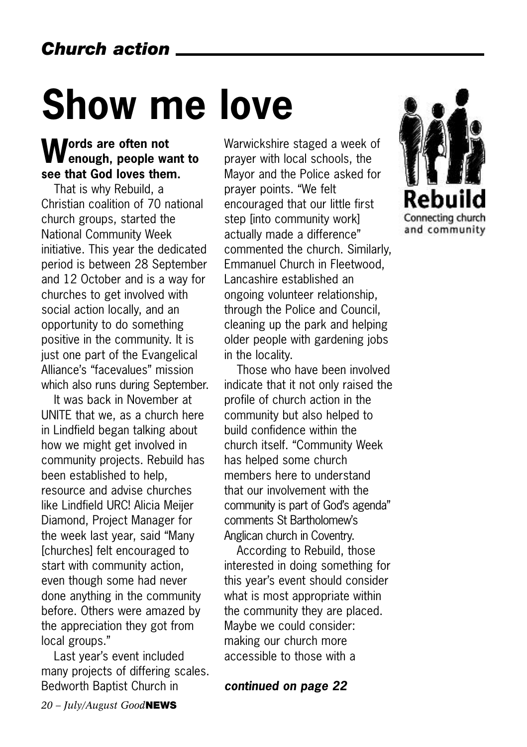## Church action

# Show me love

**Words are often not enough, people want to see that God loves them.**

That is why Rebuild, a Christian coalition of 70 national church groups, started the National Community Week initiative. This year the dedicated period is between 28 September and 12 October and is a way for churches to get involved with social action locally, and an opportunity to do something positive in the community. It is just one part of the Evangelical Alliance's "facevalues" mission which also runs during September.

It was back in November at UNITE that we, as a church here in Lindfield began talking about how we might get involved in community projects. Rebuild has been established to help, resource and advise churches like Lindfield URC! Alicia Meijer Diamond, Project Manager for the week last year, said "Many [churches] felt encouraged to start with community action, even though some had never done anything in the community before. Others were amazed by the appreciation they got from local groups."

Last year's event included many projects of differing scales. Bedworth Baptist Church in Warwickshire staged a week of prayer with local schools, the Mayor and the Police asked for prayer points. "We felt encouraged that our little first step [into community work] actually made a difference" commented the church. Similarly, Emmanuel Church in Fleetwood, Lancashire established an ongoing volunteer relationship, through the Police and Council, cleaning up the park and helping older people with gardening jobs in the locality.

Those who have been involved indicate that it not only raised the profile of church action in the community but also helped to build confidence within the church itself. "Community Week has helped some church members here to understand that our involvement with the community is part of God's agenda" comments St Bartholomew's Anglican church in Coventry.

According to Rebuild, those interested in doing something for this year's event should consider what is most appropriate within the community they are placed. Maybe we could consider: making our church more accessible to those with a

***continued on page 22***

**Rebuild**
Connecting church and community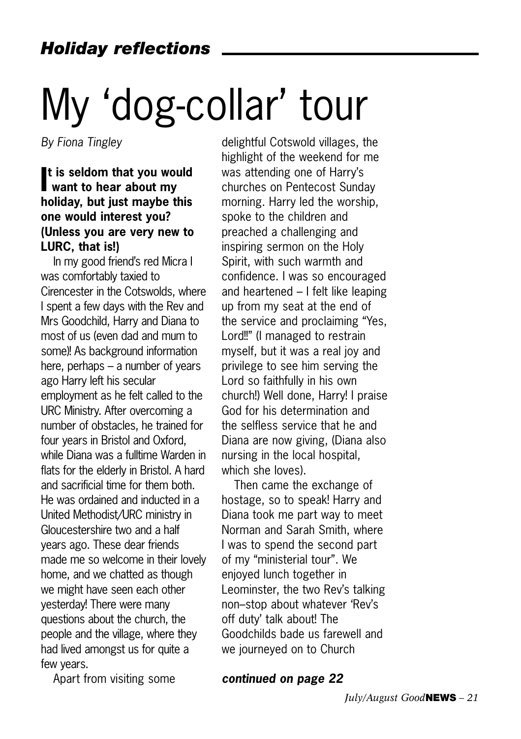## *Holiday reflections*

# My 'dog-collar' tour

*By Fiona Tingley*

**It is seldom that you would want to hear about my holiday, but just maybe this one would interest you? (Unless you are very new to LURC, that is!)**

In my good friend's red Micra I was comfortably taxied to Cirencester in the Cotswolds, where I spent a few days with the Rev and Mrs Goodchild, Harry and Diana to most of us (even dad and mum to some)! As background information here, perhaps – a number of years ago Harry left his secular employment as he felt called to the URC Ministry. After overcoming a number of obstacles, he trained for four years in Bristol and Oxford, while Diana was a fulltime Warden in flats for the elderly in Bristol. A hard and sacrificial time for them both. He was ordained and inducted in a United Methodist/URC ministry in Gloucestershire two and a half years ago. These dear friends made me so welcome in their lovely home, and we chatted as though we might have seen each other yesterday! There were many questions about the church, the people and the village, where they had lived amongst us for quite a few years.

Apart from visiting some delightful Cotswold villages, the highlight of the weekend for me was attending one of Harry's churches on Pentecost Sunday morning. Harry led the worship, spoke to the children and preached a challenging and inspiring sermon on the Holy Spirit, with such warmth and confidence. I was so encouraged and heartened – I felt like leaping up from my seat at the end of the service and proclaiming "Yes, Lord!!" (I managed to restrain myself, but it was a real joy and privilege to see him serving the Lord so faithfully in his own church!) Well done, Harry! I praise God for his determination and the selfless service that he and Diana are now giving, (Diana also nursing in the local hospital, which she loves).

Then came the exchange of hostage, so to speak! Harry and Diana took me part way to meet Norman and Sarah Smith, where I was to spend the second part of my "ministerial tour". We enjoyed lunch together in Leominster, the two Rev's talking non–stop about whatever 'Rev's off duty' talk about! The Goodchilds bade us farewell and we journeyed on to Church

***continued on page 22***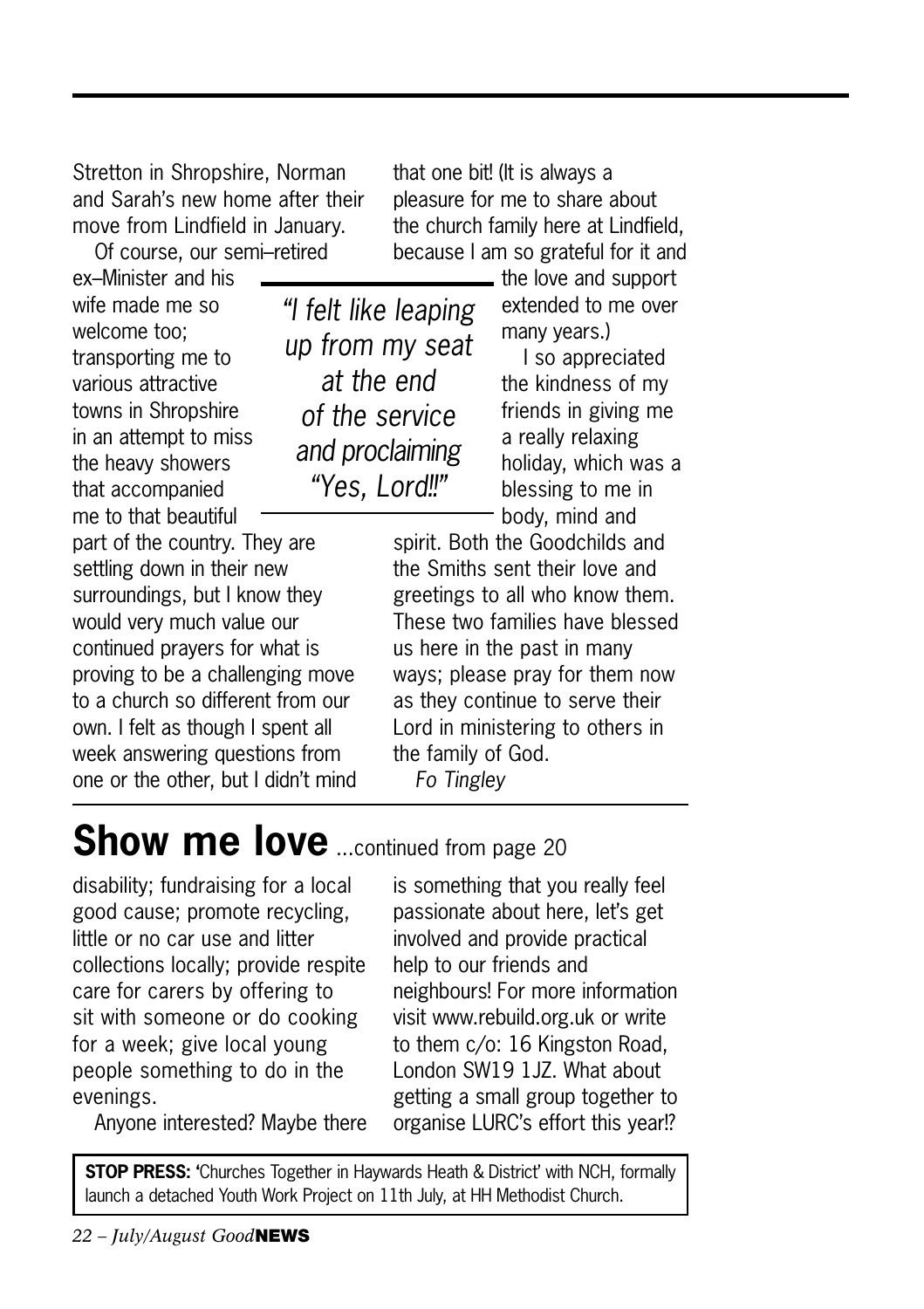Stretton in Shropshire, Norman and Sarah's new home after their move from Lindfield in January.

Of course, our semi–retired ex–Minister and his wife made me so welcome too; transporting me to various attractive towns in Shropshire in an attempt to miss the heavy showers that accompanied me to that beautiful part of the country. They are settling down in their new surroundings, but I know they would very much value our continued prayers for what is proving to be a challenging move to a church so different from our own. I felt as though I spent all week answering questions from one or the other, but I didn't mind that one bit! (It is always a pleasure for me to share about the church family here at Lindfield, because I am so grateful for it and the love and support extended to me over many years.)

*"I felt like leaping up from my seat at the end of the service and proclaiming "Yes, Lord!!"*

I so appreciated the kindness of my friends in giving me a really relaxing holiday, which was a blessing to me in body, mind and spirit. Both the Goodchilds and the Smiths sent their love and greetings to all who know them. These two families have blessed us here in the past in many ways; please pray for them now as they continue to serve their Lord in ministering to others in the family of God.

*Fo Tingley*

# Show me love ...continued from page 20

disability; fundraising for a local good cause; promote recycling, little or no car use and litter collections locally; provide respite care for carers by offering to sit with someone or do cooking for a week; give local young people something to do in the evenings.

Anyone interested? Maybe there is something that you really feel passionate about here, let's get involved and provide practical help to our friends and neighbours! For more information visit www.rebuild.org.uk or write to them c/o: 16 Kingston Road, London SW19 1JZ. What about getting a small group together to organise LURC's effort this year!?

**STOP PRESS:** 'Churches Together in Haywards Heath & District' with NCH, formally launch a detached Youth Work Project on 11th July, at HH Methodist Church.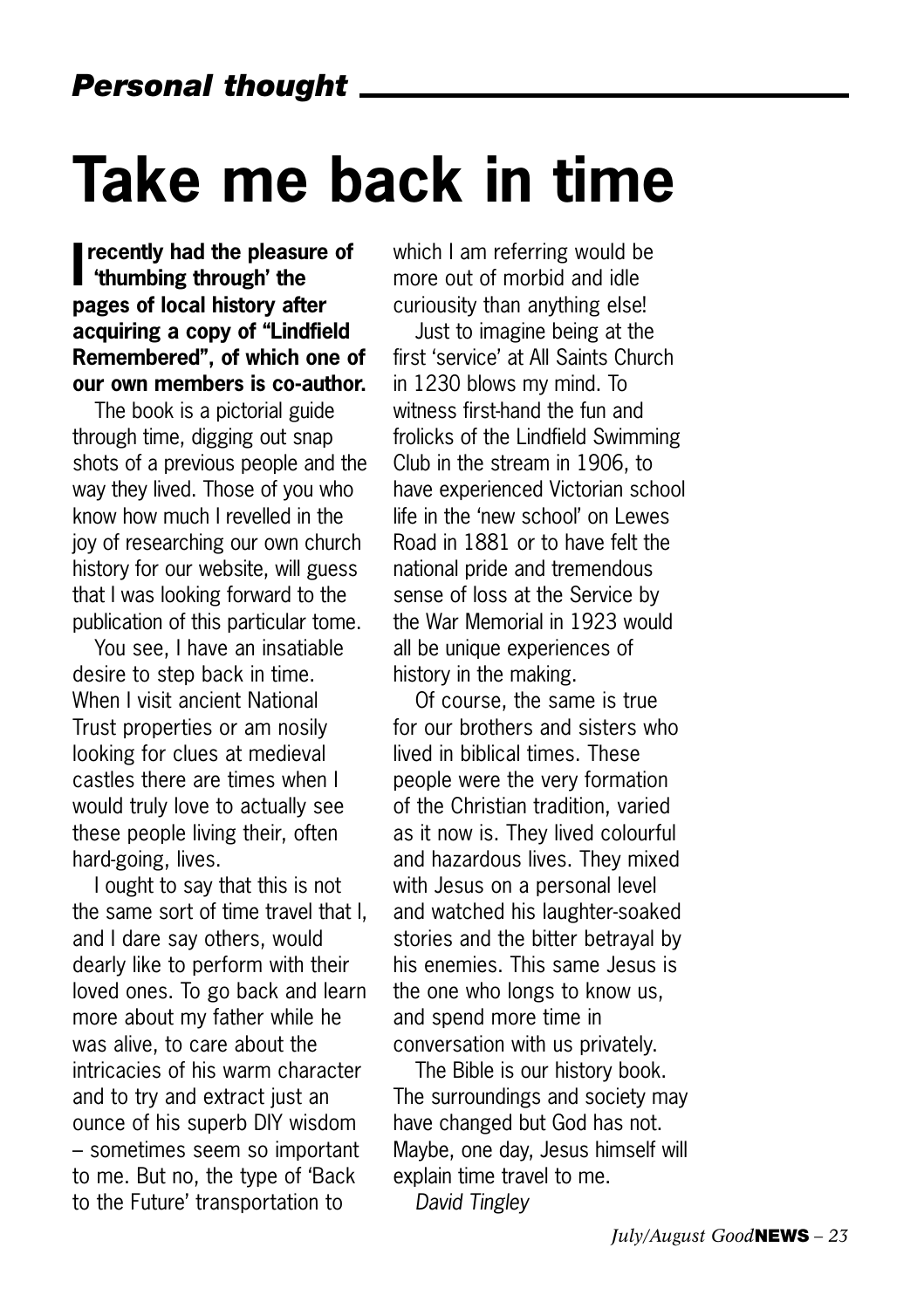*Personal thought*

# Take me back in time

**I recently had the pleasure of 'thumbing through' the pages of local history after acquiring a copy of "Lindfield Remembered", of which one of our own members is co-author.**

The book is a pictorial guide through time, digging out snap shots of a previous people and the way they lived. Those of you who know how much I revelled in the joy of researching our own church history for our website, will guess that I was looking forward to the publication of this particular tome.

You see, I have an insatiable desire to step back in time. When I visit ancient National Trust properties or am nosily looking for clues at medieval castles there are times when I would truly love to actually see these people living their, often hard-going, lives.

I ought to say that this is not the same sort of time travel that I, and I dare say others, would dearly like to perform with their loved ones. To go back and learn more about my father while he was alive, to care about the intricacies of his warm character and to try and extract just an ounce of his superb DIY wisdom – sometimes seem so important to me. But no, the type of 'Back to the Future' transportation to which I am referring would be more out of morbid and idle curiousity than anything else!

Just to imagine being at the first 'service' at All Saints Church in 1230 blows my mind. To witness first-hand the fun and frolicks of the Lindfield Swimming Club in the stream in 1906, to have experienced Victorian school life in the 'new school' on Lewes Road in 1881 or to have felt the national pride and tremendous sense of loss at the Service by the War Memorial in 1923 would all be unique experiences of history in the making.

Of course, the same is true for our brothers and sisters who lived in biblical times. These people were the very formation of the Christian tradition, varied as it now is. They lived colourful and hazardous lives. They mixed with Jesus on a personal level and watched his laughter-soaked stories and the bitter betrayal by his enemies. This same Jesus is the one who longs to know us, and spend more time in conversation with us privately.

The Bible is our history book. The surroundings and society may have changed but God has not. Maybe, one day, Jesus himself will explain time travel to me.

*David Tingley*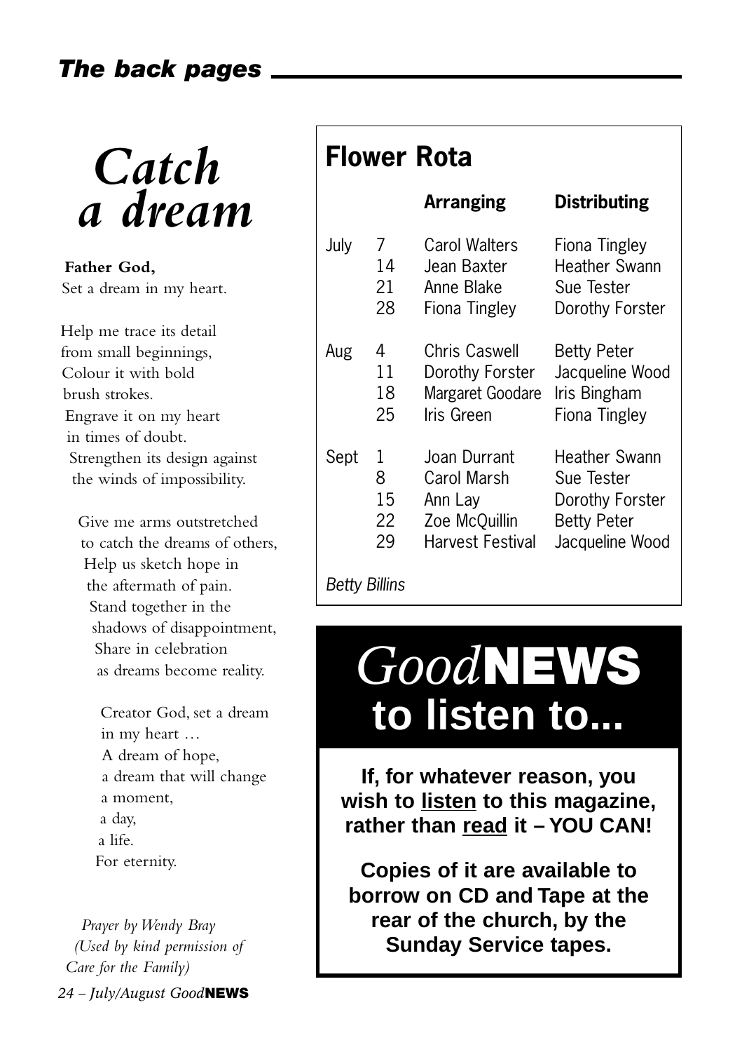# Catch a dream

**Father God,**
Set a dream in my heart.

Help me trace its detail
from small beginnings,
Colour it with bold
brush strokes.
Engrave it on my heart
in times of doubt.
Strengthen its design against
the winds of impossibility.

Give me arms outstretched
to catch the dreams of others,
Help us sketch hope in
the aftermath of pain.
Stand together in the
shadows of disappointment,
Share in celebration
as dreams become reality.

Creator God, set a dream
in my heart …
A dream of hope,
a dream that will change
a moment,
a day,
a life.
For eternity.

*Prayer by Wendy Bray*
*(Used by kind permission of Care for the Family)*

## Flower Rota

| | | Arranging | Distributing |
|---|---|---|---|
| July | 7 | Carol Walters | Fiona Tingley |
| | 14 | Jean Baxter | Heather Swann |
| | 21 | Anne Blake | Sue Tester |
| | 28 | Fiona Tingley | Dorothy Forster |
| Aug | 4 | Chris Caswell | Betty Peter |
| | 11 | Dorothy Forster | Jacqueline Wood |
| | 18 | Margaret Goodare | Iris Bingham |
| | 25 | Iris Green | Fiona Tingley |
| Sept | 1 | Joan Durrant | Heather Swann |
| | 8 | Carol Marsh | Sue Tester |
| | 15 | Ann Lay | Dorothy Forster |
| | 22 | Zoe McQuillin | Betty Peter |
| | 29 | Harvest Festival | Jacqueline Wood |

*Betty Billins*

## *Good*NEWS to listen to...

**If, for whatever reason, you wish to listen to this magazine, rather than read it – YOU CAN!**

**Copies of it are available to borrow on CD and Tape at the rear of the church, by the Sunday Service tapes.**